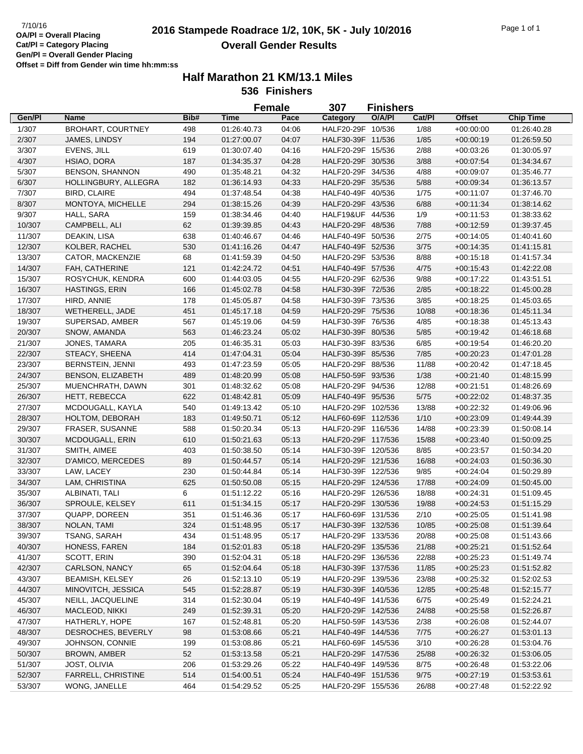7/10/16

**OA/Pl = Overall Placing**
**Cat/Pl = Category Placing**
**Gen/Pl = Overall Gender Placing**
**Offset = Diff from Gender win time hh:mm:ss**

# 2016 Stampede Roadrace 1/2, 10K, 5K - July 10/2016
## Overall Gender Results

### Half Marathon 21 KM/13.1 Miles
### 536 Finishers

**Female 307 Finishers**

| Gen/Pl | Name | Bib# | Time | Pace | Category | O/A/Pl | Cat/Pl | Offset | Chip Time |
|---|---|---|---|---|---|---|---|---|---|
| 1/307 | BROHART, COURTNEY | 498 | 01:26:40.73 | 04:06 | HALF20-29F | 10/536 | 1/88 | +00:00:00 | 01:26:40.28 |
| 2/307 | JAMES, LINDSY | 194 | 01:27:00.07 | 04:07 | HALF30-39F | 11/536 | 1/85 | +00:00:19 | 01:26:59.50 |
| 3/307 | EVENS, JILL | 619 | 01:30:07.40 | 04:16 | HALF20-29F | 15/536 | 2/88 | +00:03:26 | 01:30:05.97 |
| 4/307 | HSIAO, DORA | 187 | 01:34:35.37 | 04:28 | HALF20-29F | 30/536 | 3/88 | +00:07:54 | 01:34:34.67 |
| 5/307 | BENSON, SHANNON | 490 | 01:35:48.21 | 04:32 | HALF20-29F | 34/536 | 4/88 | +00:09:07 | 01:35:46.77 |
| 6/307 | HOLLINGBURY, ALLEGRA | 182 | 01:36:14.93 | 04:33 | HALF20-29F | 35/536 | 5/88 | +00:09:34 | 01:36:13.57 |
| 7/307 | BIRD, CLAIRE | 494 | 01:37:48.54 | 04:38 | HALF40-49F | 40/536 | 1/75 | +00:11:07 | 01:37:46.70 |
| 8/307 | MONTOYA, MICHELLE | 294 | 01:38:15.26 | 04:39 | HALF20-29F | 43/536 | 6/88 | +00:11:34 | 01:38:14.62 |
| 9/307 | HALL, SARA | 159 | 01:38:34.46 | 04:40 | HALF19&UF | 44/536 | 1/9 | +00:11:53 | 01:38:33.62 |
| 10/307 | CAMPBELL, ALI | 62 | 01:39:39.85 | 04:43 | HALF20-29F | 48/536 | 7/88 | +00:12:59 | 01:39:37.45 |
| 11/307 | DEAKIN, LISA | 638 | 01:40:46.67 | 04:46 | HALF40-49F | 50/536 | 2/75 | +00:14:05 | 01:40:41.60 |
| 12/307 | KOLBER, RACHEL | 530 | 01:41:16.26 | 04:47 | HALF40-49F | 52/536 | 3/75 | +00:14:35 | 01:41:15.81 |
| 13/307 | CATOR, MACKENZIE | 68 | 01:41:59.39 | 04:50 | HALF20-29F | 53/536 | 8/88 | +00:15:18 | 01:41:57.34 |
| 14/307 | FAH, CATHERINE | 121 | 01:42:24.72 | 04:51 | HALF40-49F | 57/536 | 4/75 | +00:15:43 | 01:42:22.08 |
| 15/307 | ROSYCHUK, KENDRA | 600 | 01:44:03.05 | 04:55 | HALF20-29F | 62/536 | 9/88 | +00:17:22 | 01:43:51.51 |
| 16/307 | HASTINGS, ERIN | 166 | 01:45:02.78 | 04:58 | HALF30-39F | 72/536 | 2/85 | +00:18:22 | 01:45:00.28 |
| 17/307 | HIRD, ANNIE | 178 | 01:45:05.87 | 04:58 | HALF30-39F | 73/536 | 3/85 | +00:18:25 | 01:45:03.65 |
| 18/307 | WETHERELL, JADE | 451 | 01:45:17.18 | 04:59 | HALF20-29F | 75/536 | 10/88 | +00:18:36 | 01:45:11.34 |
| 19/307 | SUPERSAD, AMBER | 567 | 01:45:19.06 | 04:59 | HALF30-39F | 76/536 | 4/85 | +00:18:38 | 01:45:13.43 |
| 20/307 | SNOW, AMANDA | 563 | 01:46:23.24 | 05:02 | HALF30-39F | 80/536 | 5/85 | +00:19:42 | 01:46:18.68 |
| 21/307 | JONES, TAMARA | 205 | 01:46:35.31 | 05:03 | HALF30-39F | 83/536 | 6/85 | +00:19:54 | 01:46:20.20 |
| 22/307 | STEACY, SHEENA | 414 | 01:47:04.31 | 05:04 | HALF30-39F | 85/536 | 7/85 | +00:20:23 | 01:47:01.28 |
| 23/307 | BERNSTEIN, JENNI | 493 | 01:47:23.59 | 05:05 | HALF20-29F | 88/536 | 11/88 | +00:20:42 | 01:47:18.45 |
| 24/307 | BENSON, ELIZABETH | 489 | 01:48:20.99 | 05:08 | HALF50-59F | 93/536 | 1/38 | +00:21:40 | 01:48:15.99 |
| 25/307 | MUENCHRATH, DAWN | 301 | 01:48:32.62 | 05:08 | HALF20-29F | 94/536 | 12/88 | +00:21:51 | 01:48:26.69 |
| 26/307 | HETT, REBECCA | 622 | 01:48:42.81 | 05:09 | HALF40-49F | 95/536 | 5/75 | +00:22:02 | 01:48:37.35 |
| 27/307 | MCDOUGALL, KAYLA | 540 | 01:49:13.42 | 05:10 | HALF20-29F | 102/536 | 13/88 | +00:22:32 | 01:49:06.96 |
| 28/307 | HOLTOM, DEBORAH | 183 | 01:49:50.71 | 05:12 | HALF60-69F | 112/536 | 1/10 | +00:23:09 | 01:49:44.39 |
| 29/307 | FRASER, SUSANNE | 588 | 01:50:20.34 | 05:13 | HALF20-29F | 116/536 | 14/88 | +00:23:39 | 01:50:08.14 |
| 30/307 | MCDOUGALL, ERIN | 610 | 01:50:21.63 | 05:13 | HALF20-29F | 117/536 | 15/88 | +00:23:40 | 01:50:09.25 |
| 31/307 | SMITH, AIMEE | 403 | 01:50:38.50 | 05:14 | HALF30-39F | 120/536 | 8/85 | +00:23:57 | 01:50:34.20 |
| 32/307 | D'AMICO, MERCEDES | 89 | 01:50:44.57 | 05:14 | HALF20-29F | 121/536 | 16/88 | +00:24:03 | 01:50:36.30 |
| 33/307 | LAW, LACEY | 230 | 01:50:44.84 | 05:14 | HALF30-39F | 122/536 | 9/85 | +00:24:04 | 01:50:29.89 |
| 34/307 | LAM, CHRISTINA | 625 | 01:50:50.08 | 05:15 | HALF20-29F | 124/536 | 17/88 | +00:24:09 | 01:50:45.00 |
| 35/307 | ALBINATI, TALI | 6 | 01:51:12.22 | 05:16 | HALF20-29F | 126/536 | 18/88 | +00:24:31 | 01:51:09.45 |
| 36/307 | SPROULE, KELSEY | 611 | 01:51:34.15 | 05:17 | HALF20-29F | 130/536 | 19/88 | +00:24:53 | 01:51:15.29 |
| 37/307 | QUAPP, DOREEN | 351 | 01:51:46.36 | 05:17 | HALF60-69F | 131/536 | 2/10 | +00:25:05 | 01:51:41.98 |
| 38/307 | NOLAN, TAMI | 324 | 01:51:48.95 | 05:17 | HALF30-39F | 132/536 | 10/85 | +00:25:08 | 01:51:39.64 |
| 39/307 | TSANG, SARAH | 434 | 01:51:48.95 | 05:17 | HALF20-29F | 133/536 | 20/88 | +00:25:08 | 01:51:43.66 |
| 40/307 | HONESS, FAREN | 184 | 01:52:01.83 | 05:18 | HALF20-29F | 135/536 | 21/88 | +00:25:21 | 01:51:52.64 |
| 41/307 | SCOTT, ERIN | 390 | 01:52:04.31 | 05:18 | HALF20-29F | 136/536 | 22/88 | +00:25:23 | 01:51:49.74 |
| 42/307 | CARLSON, NANCY | 65 | 01:52:04.64 | 05:18 | HALF30-39F | 137/536 | 11/85 | +00:25:23 | 01:51:52.82 |
| 43/307 | BEAMISH, KELSEY | 26 | 01:52:13.10 | 05:19 | HALF20-29F | 139/536 | 23/88 | +00:25:32 | 01:52:02.53 |
| 44/307 | MINOVITCH, JESSICA | 545 | 01:52:28.87 | 05:19 | HALF30-39F | 140/536 | 12/85 | +00:25:48 | 01:52:15.77 |
| 45/307 | NEILL, JACQUELINE | 314 | 01:52:30.04 | 05:19 | HALF40-49F | 141/536 | 6/75 | +00:25:49 | 01:52:24.21 |
| 46/307 | MACLEOD, NIKKI | 249 | 01:52:39.31 | 05:20 | HALF20-29F | 142/536 | 24/88 | +00:25:58 | 01:52:26.87 |
| 47/307 | HATHERLY, HOPE | 167 | 01:52:48.81 | 05:20 | HALF50-59F | 143/536 | 2/38 | +00:26:08 | 01:52:44.07 |
| 48/307 | DESROCHES, BEVERLY | 98 | 01:53:08.66 | 05:21 | HALF40-49F | 144/536 | 7/75 | +00:26:27 | 01:53:01.13 |
| 49/307 | JOHNSON, CONNIE | 199 | 01:53:08.86 | 05:21 | HALF60-69F | 145/536 | 3/10 | +00:26:28 | 01:53:04.76 |
| 50/307 | BROWN, AMBER | 52 | 01:53:13.58 | 05:21 | HALF20-29F | 147/536 | 25/88 | +00:26:32 | 01:53:06.05 |
| 51/307 | JOST, OLIVIA | 206 | 01:53:29.26 | 05:22 | HALF40-49F | 149/536 | 8/75 | +00:26:48 | 01:53:22.06 |
| 52/307 | FARRELL, CHRISTINE | 514 | 01:54:00.51 | 05:24 | HALF40-49F | 151/536 | 9/75 | +00:27:19 | 01:53:53.61 |
| 53/307 | WONG, JANELLE | 464 | 01:54:29.52 | 05:25 | HALF20-29F | 155/536 | 26/88 | +00:27:48 | 01:52:22.92 |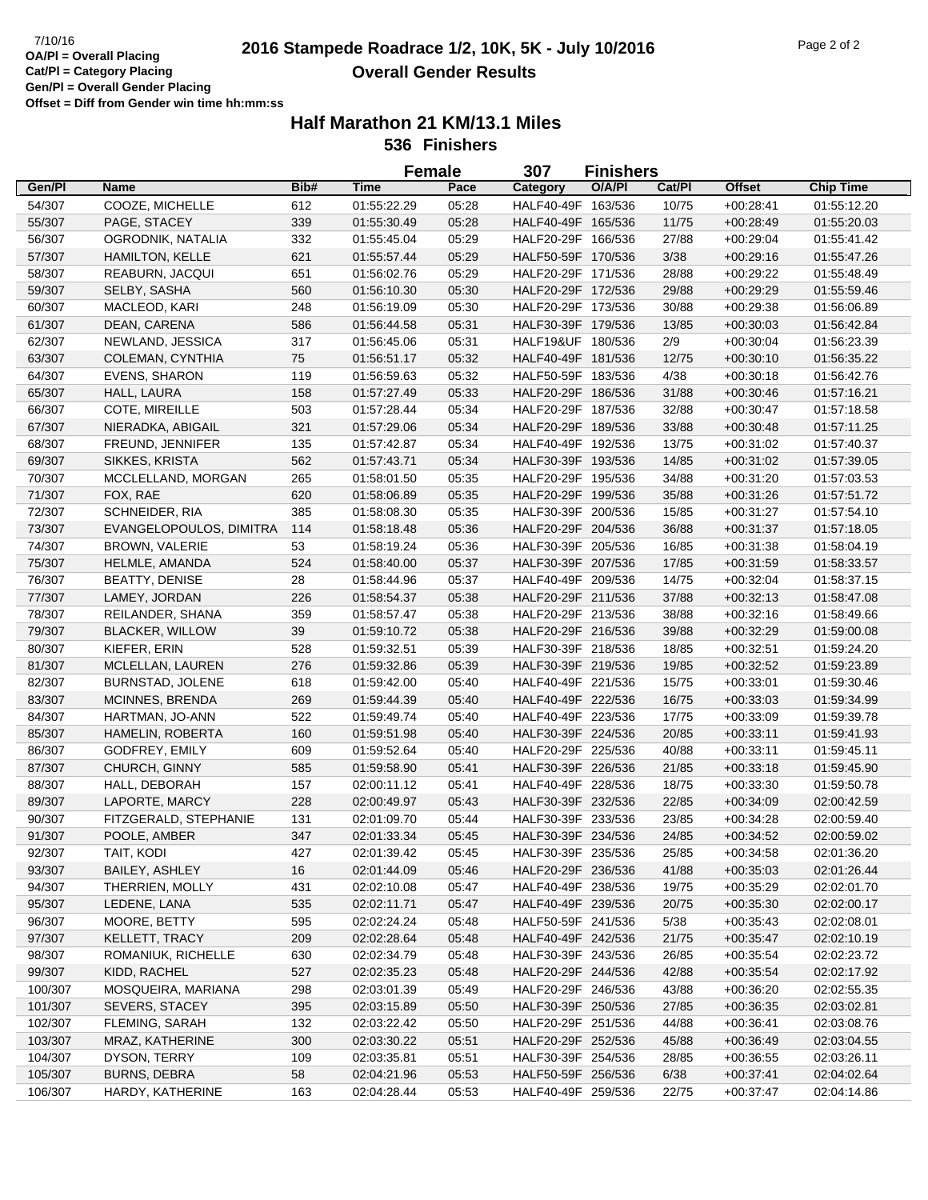OA/Pl = Overall Placing
Cat/Pl = Category Placing
Gen/Pl = Overall Gender Placing
Offset = Diff from Gender win time hh:mm:ss

# 2016 Stampede Roadrace 1/2, 10K, 5K - July 10/2016

## Overall Gender Results

### Half Marathon 21 KM/13.1 Miles

**536 Finishers**

**Female 307 Finishers**

| Gen/Pl | Name | Bib# | Time | Pace | Category | O/A/Pl | Cat/Pl | Offset | Chip Time |
|---|---|---|---|---|---|---|---|---|---|
| 54/307 | COOZE, MICHELLE | 612 | 01:55:22.29 | 05:28 | HALF40-49F | 163/536 | 10/75 | +00:28:41 | 01:55:12.20 |
| 55/307 | PAGE, STACEY | 339 | 01:55:30.49 | 05:28 | HALF40-49F | 165/536 | 11/75 | +00:28:49 | 01:55:20.03 |
| 56/307 | OGRODNIK, NATALIA | 332 | 01:55:45.04 | 05:29 | HALF20-29F | 166/536 | 27/88 | +00:29:04 | 01:55:41.42 |
| 57/307 | HAMILTON, KELLE | 621 | 01:55:57.44 | 05:29 | HALF50-59F | 170/536 | 3/38 | +00:29:16 | 01:55:47.26 |
| 58/307 | REABURN, JACQUI | 651 | 01:56:02.76 | 05:29 | HALF20-29F | 171/536 | 28/88 | +00:29:22 | 01:55:48.49 |
| 59/307 | SELBY, SASHA | 560 | 01:56:10.30 | 05:30 | HALF20-29F | 172/536 | 29/88 | +00:29:29 | 01:55:59.46 |
| 60/307 | MACLEOD, KARI | 248 | 01:56:19.09 | 05:30 | HALF20-29F | 173/536 | 30/88 | +00:29:38 | 01:56:06.89 |
| 61/307 | DEAN, CARENA | 586 | 01:56:44.58 | 05:31 | HALF30-39F | 179/536 | 13/85 | +00:30:03 | 01:56:42.84 |
| 62/307 | NEWLAND, JESSICA | 317 | 01:56:45.06 | 05:31 | HALF19&UF | 180/536 | 2/9 | +00:30:04 | 01:56:23.39 |
| 63/307 | COLEMAN, CYNTHIA | 75 | 01:56:51.17 | 05:32 | HALF40-49F | 181/536 | 12/75 | +00:30:10 | 01:56:35.22 |
| 64/307 | EVENS, SHARON | 119 | 01:56:59.63 | 05:32 | HALF50-59F | 183/536 | 4/38 | +00:30:18 | 01:56:42.76 |
| 65/307 | HALL, LAURA | 158 | 01:57:27.49 | 05:33 | HALF20-29F | 186/536 | 31/88 | +00:30:46 | 01:57:16.21 |
| 66/307 | COTE, MIREILLE | 503 | 01:57:28.44 | 05:34 | HALF20-29F | 187/536 | 32/88 | +00:30:47 | 01:57:18.58 |
| 67/307 | NIERADKA, ABIGAIL | 321 | 01:57:29.06 | 05:34 | HALF20-29F | 189/536 | 33/88 | +00:30:48 | 01:57:11.25 |
| 68/307 | FREUND, JENNIFER | 135 | 01:57:42.87 | 05:34 | HALF40-49F | 192/536 | 13/75 | +00:31:02 | 01:57:40.37 |
| 69/307 | SIKKES, KRISTA | 562 | 01:57:43.71 | 05:34 | HALF30-39F | 193/536 | 14/85 | +00:31:02 | 01:57:39.05 |
| 70/307 | MCCLELLAND, MORGAN | 265 | 01:58:01.50 | 05:35 | HALF20-29F | 195/536 | 34/88 | +00:31:20 | 01:57:03.53 |
| 71/307 | FOX, RAE | 620 | 01:58:06.89 | 05:35 | HALF20-29F | 199/536 | 35/88 | +00:31:26 | 01:57:51.72 |
| 72/307 | SCHNEIDER, RIA | 385 | 01:58:08.30 | 05:35 | HALF30-39F | 200/536 | 15/85 | +00:31:27 | 01:57:54.10 |
| 73/307 | EVANGELOPOULOS, DIMITRA | 114 | 01:58:18.48 | 05:36 | HALF20-29F | 204/536 | 36/88 | +00:31:37 | 01:57:18.05 |
| 74/307 | BROWN, VALERIE | 53 | 01:58:19.24 | 05:36 | HALF30-39F | 205/536 | 16/85 | +00:31:38 | 01:58:04.19 |
| 75/307 | HELMLE, AMANDA | 524 | 01:58:40.00 | 05:37 | HALF30-39F | 207/536 | 17/85 | +00:31:59 | 01:58:33.57 |
| 76/307 | BEATTY, DENISE | 28 | 01:58:44.96 | 05:37 | HALF40-49F | 209/536 | 14/75 | +00:32:04 | 01:58:37.15 |
| 77/307 | LAMEY, JORDAN | 226 | 01:58:54.37 | 05:38 | HALF20-29F | 211/536 | 37/88 | +00:32:13 | 01:58:47.08 |
| 78/307 | REILANDER, SHANA | 359 | 01:58:57.47 | 05:38 | HALF20-29F | 213/536 | 38/88 | +00:32:16 | 01:58:49.66 |
| 79/307 | BLACKER, WILLOW | 39 | 01:59:10.72 | 05:38 | HALF20-29F | 216/536 | 39/88 | +00:32:29 | 01:59:00.08 |
| 80/307 | KIEFER, ERIN | 528 | 01:59:32.51 | 05:39 | HALF30-39F | 218/536 | 18/85 | +00:32:51 | 01:59:24.20 |
| 81/307 | MCLELLAN, LAUREN | 276 | 01:59:32.86 | 05:39 | HALF30-39F | 219/536 | 19/85 | +00:32:52 | 01:59:23.89 |
| 82/307 | BURNSTAD, JOLENE | 618 | 01:59:42.00 | 05:40 | HALF40-49F | 221/536 | 15/75 | +00:33:01 | 01:59:30.46 |
| 83/307 | MCINNES, BRENDA | 269 | 01:59:44.39 | 05:40 | HALF40-49F | 222/536 | 16/75 | +00:33:03 | 01:59:34.99 |
| 84/307 | HARTMAN, JO-ANN | 522 | 01:59:49.74 | 05:40 | HALF40-49F | 223/536 | 17/75 | +00:33:09 | 01:59:39.78 |
| 85/307 | HAMELIN, ROBERTA | 160 | 01:59:51.98 | 05:40 | HALF30-39F | 224/536 | 20/85 | +00:33:11 | 01:59:41.93 |
| 86/307 | GODFREY, EMILY | 609 | 01:59:52.64 | 05:40 | HALF20-29F | 225/536 | 40/88 | +00:33:11 | 01:59:45.11 |
| 87/307 | CHURCH, GINNY | 585 | 01:59:58.90 | 05:41 | HALF30-39F | 226/536 | 21/85 | +00:33:18 | 01:59:45.90 |
| 88/307 | HALL, DEBORAH | 157 | 02:00:11.12 | 05:41 | HALF40-49F | 228/536 | 18/75 | +00:33:30 | 01:59:50.78 |
| 89/307 | LAPORTE, MARCY | 228 | 02:00:49.97 | 05:43 | HALF30-39F | 232/536 | 22/85 | +00:34:09 | 02:00:42.59 |
| 90/307 | FITZGERALD, STEPHANIE | 131 | 02:01:09.70 | 05:44 | HALF30-39F | 233/536 | 23/85 | +00:34:28 | 02:00:59.40 |
| 91/307 | POOLE, AMBER | 347 | 02:01:33.34 | 05:45 | HALF30-39F | 234/536 | 24/85 | +00:34:52 | 02:00:59.02 |
| 92/307 | TAIT, KODI | 427 | 02:01:39.42 | 05:45 | HALF30-39F | 235/536 | 25/85 | +00:34:58 | 02:01:36.20 |
| 93/307 | BAILEY, ASHLEY | 16 | 02:01:44.09 | 05:46 | HALF20-29F | 236/536 | 41/88 | +00:35:03 | 02:01:26.44 |
| 94/307 | THERRIEN, MOLLY | 431 | 02:02:10.08 | 05:47 | HALF40-49F | 238/536 | 19/75 | +00:35:29 | 02:02:01.70 |
| 95/307 | LEDENE, LANA | 535 | 02:02:11.71 | 05:47 | HALF40-49F | 239/536 | 20/75 | +00:35:30 | 02:02:00.17 |
| 96/307 | MOORE, BETTY | 595 | 02:02:24.24 | 05:48 | HALF50-59F | 241/536 | 5/38 | +00:35:43 | 02:02:08.01 |
| 97/307 | KELLETT, TRACY | 209 | 02:02:28.64 | 05:48 | HALF40-49F | 242/536 | 21/75 | +00:35:47 | 02:02:10.19 |
| 98/307 | ROMANIUK, RICHELLE | 630 | 02:02:34.79 | 05:48 | HALF30-39F | 243/536 | 26/85 | +00:35:54 | 02:02:23.72 |
| 99/307 | KIDD, RACHEL | 527 | 02:02:35.23 | 05:48 | HALF20-29F | 244/536 | 42/88 | +00:35:54 | 02:02:17.92 |
| 100/307 | MOSQUEIRA, MARIANA | 298 | 02:03:01.39 | 05:49 | HALF20-29F | 246/536 | 43/88 | +00:36:20 | 02:02:55.35 |
| 101/307 | SEVERS, STACEY | 395 | 02:03:15.89 | 05:50 | HALF30-39F | 250/536 | 27/85 | +00:36:35 | 02:03:02.81 |
| 102/307 | FLEMING, SARAH | 132 | 02:03:22.42 | 05:50 | HALF20-29F | 251/536 | 44/88 | +00:36:41 | 02:03:08.76 |
| 103/307 | MRAZ, KATHERINE | 300 | 02:03:30.22 | 05:51 | HALF20-29F | 252/536 | 45/88 | +00:36:49 | 02:03:04.55 |
| 104/307 | DYSON, TERRY | 109 | 02:03:35.81 | 05:51 | HALF30-39F | 254/536 | 28/85 | +00:36:55 | 02:03:26.11 |
| 105/307 | BURNS, DEBRA | 58 | 02:04:21.96 | 05:53 | HALF50-59F | 256/536 | 6/38 | +00:37:41 | 02:04:02.64 |
| 106/307 | HARDY, KATHERINE | 163 | 02:04:28.44 | 05:53 | HALF40-49F | 259/536 | 22/75 | +00:37:47 | 02:04:14.86 |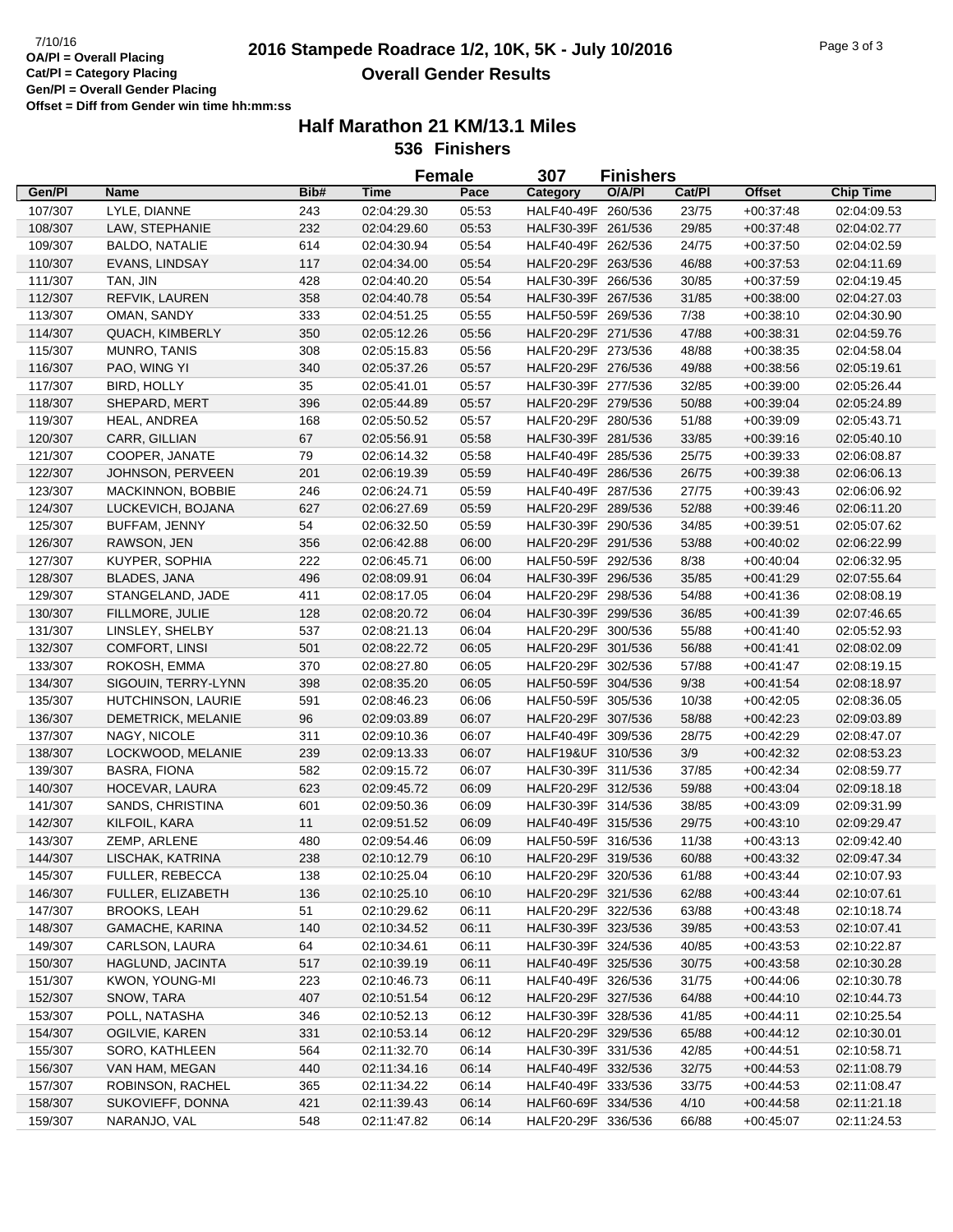**OA/Pl = Overall Placing**
**Cat/Pl = Category Placing**
**Gen/Pl = Overall Gender Placing**
**Offset = Diff from Gender win time hh:mm:ss**

# 2016 Stampede Roadrace 1/2, 10K, 5K - July 10/2016

## Overall Gender Results

### Half Marathon 21 KM/13.1 Miles

**536 Finishers**

**Female 307 Finishers**

| Gen/Pl | Name | Bib# | Time | Pace | Category | O/A/Pl | Cat/Pl | Offset | Chip Time |
|---|---|---|---|---|---|---|---|---|---|
| 107/307 | LYLE, DIANNE | 243 | 02:04:29.30 | 05:53 | HALF40-49F | 260/536 | 23/75 | +00:37:48 | 02:04:09.53 |
| 108/307 | LAW, STEPHANIE | 232 | 02:04:29.60 | 05:53 | HALF30-39F | 261/536 | 29/85 | +00:37:48 | 02:04:02.77 |
| 109/307 | BALDO, NATALIE | 614 | 02:04:30.94 | 05:54 | HALF40-49F | 262/536 | 24/75 | +00:37:50 | 02:04:02.59 |
| 110/307 | EVANS, LINDSAY | 117 | 02:04:34.00 | 05:54 | HALF20-29F | 263/536 | 46/88 | +00:37:53 | 02:04:11.69 |
| 111/307 | TAN, JIN | 428 | 02:04:40.20 | 05:54 | HALF30-39F | 266/536 | 30/85 | +00:37:59 | 02:04:19.45 |
| 112/307 | REFVIK, LAUREN | 358 | 02:04:40.78 | 05:54 | HALF30-39F | 267/536 | 31/85 | +00:38:00 | 02:04:27.03 |
| 113/307 | OMAN, SANDY | 333 | 02:04:51.25 | 05:55 | HALF50-59F | 269/536 | 7/38 | +00:38:10 | 02:04:30.90 |
| 114/307 | QUACH, KIMBERLY | 350 | 02:05:12.26 | 05:56 | HALF20-29F | 271/536 | 47/88 | +00:38:31 | 02:04:59.76 |
| 115/307 | MUNRO, TANIS | 308 | 02:05:15.83 | 05:56 | HALF20-29F | 273/536 | 48/88 | +00:38:35 | 02:04:58.04 |
| 116/307 | PAO, WING YI | 340 | 02:05:37.26 | 05:57 | HALF20-29F | 276/536 | 49/88 | +00:38:56 | 02:05:19.61 |
| 117/307 | BIRD, HOLLY | 35 | 02:05:41.01 | 05:57 | HALF30-39F | 277/536 | 32/85 | +00:39:00 | 02:05:26.44 |
| 118/307 | SHEPARD, MERT | 396 | 02:05:44.89 | 05:57 | HALF20-29F | 279/536 | 50/88 | +00:39:04 | 02:05:24.89 |
| 119/307 | HEAL, ANDREA | 168 | 02:05:50.52 | 05:57 | HALF20-29F | 280/536 | 51/88 | +00:39:09 | 02:05:43.71 |
| 120/307 | CARR, GILLIAN | 67 | 02:05:56.91 | 05:58 | HALF30-39F | 281/536 | 33/85 | +00:39:16 | 02:05:40.10 |
| 121/307 | COOPER, JANATE | 79 | 02:06:14.32 | 05:58 | HALF40-49F | 285/536 | 25/75 | +00:39:33 | 02:06:08.87 |
| 122/307 | JOHNSON, PERVEEN | 201 | 02:06:19.39 | 05:59 | HALF40-49F | 286/536 | 26/75 | +00:39:38 | 02:06:06.13 |
| 123/307 | MACKINNON, BOBBIE | 246 | 02:06:24.71 | 05:59 | HALF40-49F | 287/536 | 27/75 | +00:39:43 | 02:06:06.92 |
| 124/307 | LUCKEVICH, BOJANA | 627 | 02:06:27.69 | 05:59 | HALF20-29F | 289/536 | 52/88 | +00:39:46 | 02:06:11.20 |
| 125/307 | BUFFAM, JENNY | 54 | 02:06:32.50 | 05:59 | HALF30-39F | 290/536 | 34/85 | +00:39:51 | 02:05:07.62 |
| 126/307 | RAWSON, JEN | 356 | 02:06:42.88 | 06:00 | HALF20-29F | 291/536 | 53/88 | +00:40:02 | 02:06:22.99 |
| 127/307 | KUYPER, SOPHIA | 222 | 02:06:45.71 | 06:00 | HALF50-59F | 292/536 | 8/38 | +00:40:04 | 02:06:32.95 |
| 128/307 | BLADES, JANA | 496 | 02:08:09.91 | 06:04 | HALF30-39F | 296/536 | 35/85 | +00:41:29 | 02:07:55.64 |
| 129/307 | STANGELAND, JADE | 411 | 02:08:17.05 | 06:04 | HALF20-29F | 298/536 | 54/88 | +00:41:36 | 02:08:08.19 |
| 130/307 | FILLMORE, JULIE | 128 | 02:08:20.72 | 06:04 | HALF30-39F | 299/536 | 36/85 | +00:41:39 | 02:07:46.65 |
| 131/307 | LINSLEY, SHELBY | 537 | 02:08:21.13 | 06:04 | HALF20-29F | 300/536 | 55/88 | +00:41:40 | 02:05:52.93 |
| 132/307 | COMFORT, LINSI | 501 | 02:08:22.72 | 06:05 | HALF20-29F | 301/536 | 56/88 | +00:41:41 | 02:08:02.09 |
| 133/307 | ROKOSH, EMMA | 370 | 02:08:27.80 | 06:05 | HALF20-29F | 302/536 | 57/88 | +00:41:47 | 02:08:19.15 |
| 134/307 | SIGOUIN, TERRY-LYNN | 398 | 02:08:35.20 | 06:05 | HALF50-59F | 304/536 | 9/38 | +00:41:54 | 02:08:18.97 |
| 135/307 | HUTCHINSON, LAURIE | 591 | 02:08:46.23 | 06:06 | HALF50-59F | 305/536 | 10/38 | +00:42:05 | 02:08:36.05 |
| 136/307 | DEMETRICK, MELANIE | 96 | 02:09:03.89 | 06:07 | HALF20-29F | 307/536 | 58/88 | +00:42:23 | 02:09:03.89 |
| 137/307 | NAGY, NICOLE | 311 | 02:09:10.36 | 06:07 | HALF40-49F | 309/536 | 28/75 | +00:42:29 | 02:08:47.07 |
| 138/307 | LOCKWOOD, MELANIE | 239 | 02:09:13.33 | 06:07 | HALF19&UF | 310/536 | 3/9 | +00:42:32 | 02:08:53.23 |
| 139/307 | BASRA, FIONA | 582 | 02:09:15.72 | 06:07 | HALF30-39F | 311/536 | 37/85 | +00:42:34 | 02:08:59.77 |
| 140/307 | HOCEVAR, LAURA | 623 | 02:09:45.72 | 06:09 | HALF20-29F | 312/536 | 59/88 | +00:43:04 | 02:09:18.18 |
| 141/307 | SANDS, CHRISTINA | 601 | 02:09:50.36 | 06:09 | HALF30-39F | 314/536 | 38/85 | +00:43:09 | 02:09:31.99 |
| 142/307 | KILFOIL, KARA | 11 | 02:09:51.52 | 06:09 | HALF40-49F | 315/536 | 29/75 | +00:43:10 | 02:09:29.47 |
| 143/307 | ZEMP, ARLENE | 480 | 02:09:54.46 | 06:09 | HALF50-59F | 316/536 | 11/38 | +00:43:13 | 02:09:42.40 |
| 144/307 | LISCHAK, KATRINA | 238 | 02:10:12.79 | 06:10 | HALF20-29F | 319/536 | 60/88 | +00:43:32 | 02:09:47.34 |
| 145/307 | FULLER, REBECCA | 138 | 02:10:25.04 | 06:10 | HALF20-29F | 320/536 | 61/88 | +00:43:44 | 02:10:07.93 |
| 146/307 | FULLER, ELIZABETH | 136 | 02:10:25.10 | 06:10 | HALF20-29F | 321/536 | 62/88 | +00:43:44 | 02:10:07.61 |
| 147/307 | BROOKS, LEAH | 51 | 02:10:29.62 | 06:11 | HALF20-29F | 322/536 | 63/88 | +00:43:48 | 02:10:18.74 |
| 148/307 | GAMACHE, KARINA | 140 | 02:10:34.52 | 06:11 | HALF30-39F | 323/536 | 39/85 | +00:43:53 | 02:10:07.41 |
| 149/307 | CARLSON, LAURA | 64 | 02:10:34.61 | 06:11 | HALF30-39F | 324/536 | 40/85 | +00:43:53 | 02:10:22.87 |
| 150/307 | HAGLUND, JACINTA | 517 | 02:10:39.19 | 06:11 | HALF40-49F | 325/536 | 30/75 | +00:43:58 | 02:10:30.28 |
| 151/307 | KWON, YOUNG-MI | 223 | 02:10:46.73 | 06:11 | HALF40-49F | 326/536 | 31/75 | +00:44:06 | 02:10:30.78 |
| 152/307 | SNOW, TARA | 407 | 02:10:51.54 | 06:12 | HALF20-29F | 327/536 | 64/88 | +00:44:10 | 02:10:44.73 |
| 153/307 | POLL, NATASHA | 346 | 02:10:52.13 | 06:12 | HALF30-39F | 328/536 | 41/85 | +00:44:11 | 02:10:25.54 |
| 154/307 | OGILVIE, KAREN | 331 | 02:10:53.14 | 06:12 | HALF20-29F | 329/536 | 65/88 | +00:44:12 | 02:10:30.01 |
| 155/307 | SORO, KATHLEEN | 564 | 02:11:32.70 | 06:14 | HALF30-39F | 331/536 | 42/85 | +00:44:51 | 02:10:58.71 |
| 156/307 | VAN HAM, MEGAN | 440 | 02:11:34.16 | 06:14 | HALF40-49F | 332/536 | 32/75 | +00:44:53 | 02:11:08.79 |
| 157/307 | ROBINSON, RACHEL | 365 | 02:11:34.22 | 06:14 | HALF40-49F | 333/536 | 33/75 | +00:44:53 | 02:11:08.47 |
| 158/307 | SUKOVIEFF, DONNA | 421 | 02:11:39.43 | 06:14 | HALF60-69F | 334/536 | 4/10 | +00:44:58 | 02:11:21.18 |
| 159/307 | NARANJO, VAL | 548 | 02:11:47.82 | 06:14 | HALF20-29F | 336/536 | 66/88 | +00:45:07 | 02:11:24.53 |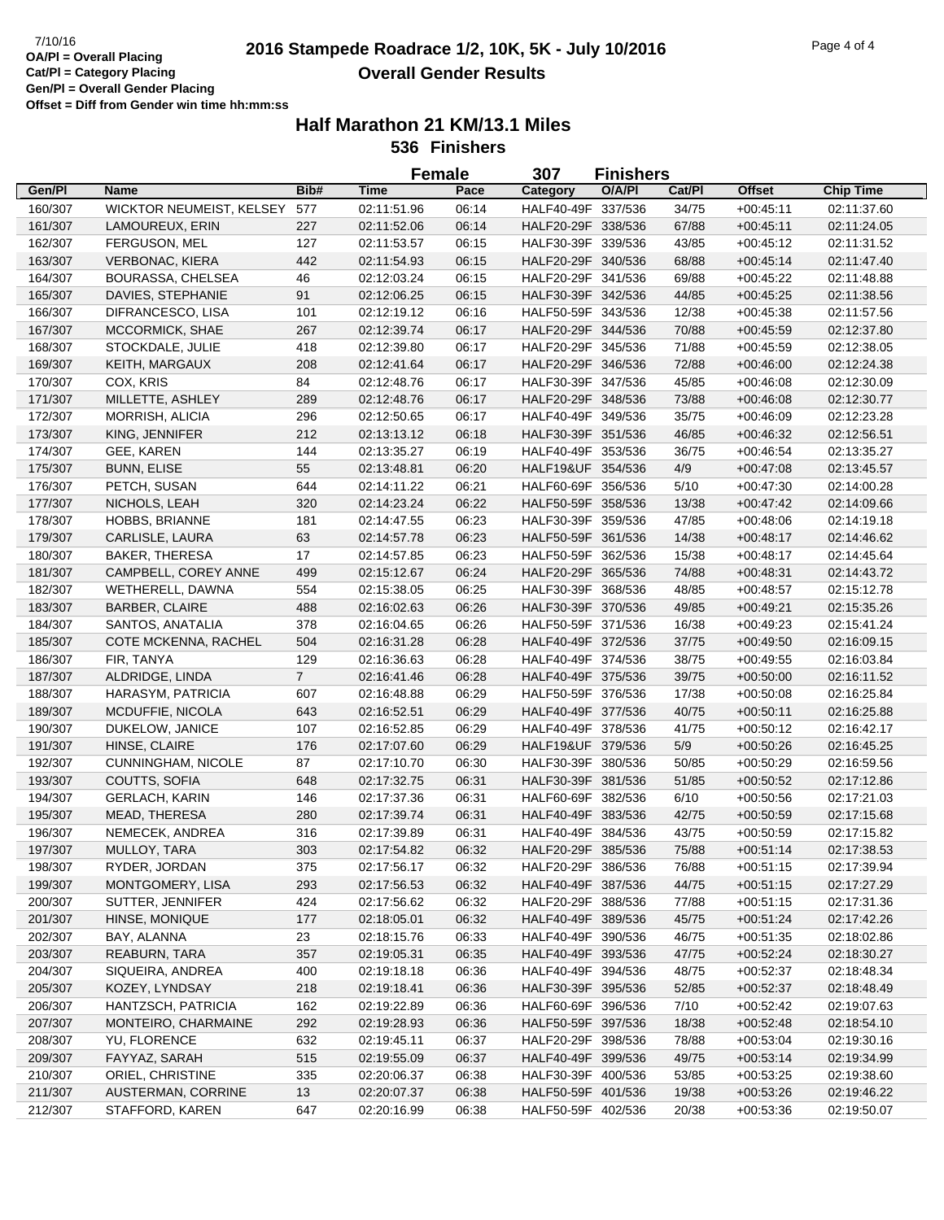7/10/16

**OA/Pl = Overall Placing**
**Cat/Pl = Category Placing**
**Gen/Pl = Overall Gender Placing**
**Offset = Diff from Gender win time hh:mm:ss**

# 2016 Stampede Roadrace 1/2, 10K, 5K - July 10/2016
## Overall Gender Results

### Half Marathon 21 KM/13.1 Miles
**536 Finishers**

**Female 307 Finishers**

| Gen/Pl | Name | Bib# | Time | Pace | Category | O/A/Pl | Cat/Pl | Offset | Chip Time |
|---|---|---|---|---|---|---|---|---|---|
| 160/307 | WICKTOR NEUMEIST, KELSEY | 577 | 02:11:51.96 | 06:14 | HALF40-49F | 337/536 | 34/75 | +00:45:11 | 02:11:37.60 |
| 161/307 | LAMOUREUX, ERIN | 227 | 02:11:52.06 | 06:14 | HALF20-29F | 338/536 | 67/88 | +00:45:11 | 02:11:24.05 |
| 162/307 | FERGUSON, MEL | 127 | 02:11:53.57 | 06:15 | HALF30-39F | 339/536 | 43/85 | +00:45:12 | 02:11:31.52 |
| 163/307 | VERBONAC, KIERA | 442 | 02:11:54.93 | 06:15 | HALF20-29F | 340/536 | 68/88 | +00:45:14 | 02:11:47.40 |
| 164/307 | BOURASSA, CHELSEA | 46 | 02:12:03.24 | 06:15 | HALF20-29F | 341/536 | 69/88 | +00:45:22 | 02:11:48.88 |
| 165/307 | DAVIES, STEPHANIE | 91 | 02:12:06.25 | 06:15 | HALF30-39F | 342/536 | 44/85 | +00:45:25 | 02:11:38.56 |
| 166/307 | DIFRANCESCO, LISA | 101 | 02:12:19.12 | 06:16 | HALF50-59F | 343/536 | 12/38 | +00:45:38 | 02:11:57.56 |
| 167/307 | MCCORMICK, SHAE | 267 | 02:12:39.74 | 06:17 | HALF20-29F | 344/536 | 70/88 | +00:45:59 | 02:12:37.80 |
| 168/307 | STOCKDALE, JULIE | 418 | 02:12:39.80 | 06:17 | HALF20-29F | 345/536 | 71/88 | +00:45:59 | 02:12:38.05 |
| 169/307 | KEITH, MARGAUX | 208 | 02:12:41.64 | 06:17 | HALF20-29F | 346/536 | 72/88 | +00:46:00 | 02:12:24.38 |
| 170/307 | COX, KRIS | 84 | 02:12:48.76 | 06:17 | HALF30-39F | 347/536 | 45/85 | +00:46:08 | 02:12:30.09 |
| 171/307 | MILLETTE, ASHLEY | 289 | 02:12:48.76 | 06:17 | HALF20-29F | 348/536 | 73/88 | +00:46:08 | 02:12:30.77 |
| 172/307 | MORRISH, ALICIA | 296 | 02:12:50.65 | 06:17 | HALF40-49F | 349/536 | 35/75 | +00:46:09 | 02:12:23.28 |
| 173/307 | KING, JENNIFER | 212 | 02:13:13.12 | 06:18 | HALF30-39F | 351/536 | 46/85 | +00:46:32 | 02:12:56.51 |
| 174/307 | GEE, KAREN | 144 | 02:13:35.27 | 06:19 | HALF40-49F | 353/536 | 36/75 | +00:46:54 | 02:13:35.27 |
| 175/307 | BUNN, ELISE | 55 | 02:13:48.81 | 06:20 | HALF19&UF | 354/536 | 4/9 | +00:47:08 | 02:13:45.57 |
| 176/307 | PETCH, SUSAN | 644 | 02:14:11.22 | 06:21 | HALF60-69F | 356/536 | 5/10 | +00:47:30 | 02:14:00.28 |
| 177/307 | NICHOLS, LEAH | 320 | 02:14:23.24 | 06:22 | HALF50-59F | 358/536 | 13/38 | +00:47:42 | 02:14:09.66 |
| 178/307 | HOBBS, BRIANNE | 181 | 02:14:47.55 | 06:23 | HALF30-39F | 359/536 | 47/85 | +00:48:06 | 02:14:19.18 |
| 179/307 | CARLISLE, LAURA | 63 | 02:14:57.78 | 06:23 | HALF50-59F | 361/536 | 14/38 | +00:48:17 | 02:14:46.62 |
| 180/307 | BAKER, THERESA | 17 | 02:14:57.85 | 06:23 | HALF50-59F | 362/536 | 15/38 | +00:48:17 | 02:14:45.64 |
| 181/307 | CAMPBELL, COREY ANNE | 499 | 02:15:12.67 | 06:24 | HALF20-29F | 365/536 | 74/88 | +00:48:31 | 02:14:43.72 |
| 182/307 | WETHERELL, DAWNA | 554 | 02:15:38.05 | 06:25 | HALF30-39F | 368/536 | 48/85 | +00:48:57 | 02:15:12.78 |
| 183/307 | BARBER, CLAIRE | 488 | 02:16:02.63 | 06:26 | HALF30-39F | 370/536 | 49/85 | +00:49:21 | 02:15:35.26 |
| 184/307 | SANTOS, ANATALIA | 378 | 02:16:04.65 | 06:26 | HALF50-59F | 371/536 | 16/38 | +00:49:23 | 02:15:41.24 |
| 185/307 | COTE MCKENNA, RACHEL | 504 | 02:16:31.28 | 06:28 | HALF40-49F | 372/536 | 37/75 | +00:49:50 | 02:16:09.15 |
| 186/307 | FIR, TANYA | 129 | 02:16:36.63 | 06:28 | HALF40-49F | 374/536 | 38/75 | +00:49:55 | 02:16:03.84 |
| 187/307 | ALDRIDGE, LINDA | 7 | 02:16:41.46 | 06:28 | HALF40-49F | 375/536 | 39/75 | +00:50:00 | 02:16:11.52 |
| 188/307 | HARASYM, PATRICIA | 607 | 02:16:48.88 | 06:29 | HALF50-59F | 376/536 | 17/38 | +00:50:08 | 02:16:25.84 |
| 189/307 | MCDUFFIE, NICOLA | 643 | 02:16:52.51 | 06:29 | HALF40-49F | 377/536 | 40/75 | +00:50:11 | 02:16:25.88 |
| 190/307 | DUKELOW, JANICE | 107 | 02:16:52.85 | 06:29 | HALF40-49F | 378/536 | 41/75 | +00:50:12 | 02:16:42.17 |
| 191/307 | HINSE, CLAIRE | 176 | 02:17:07.60 | 06:29 | HALF19&UF | 379/536 | 5/9 | +00:50:26 | 02:16:45.25 |
| 192/307 | CUNNINGHAM, NICOLE | 87 | 02:17:10.70 | 06:30 | HALF30-39F | 380/536 | 50/85 | +00:50:29 | 02:16:59.56 |
| 193/307 | COUTTS, SOFIA | 648 | 02:17:32.75 | 06:31 | HALF30-39F | 381/536 | 51/85 | +00:50:52 | 02:17:12.86 |
| 194/307 | GERLACH, KARIN | 146 | 02:17:37.36 | 06:31 | HALF60-69F | 382/536 | 6/10 | +00:50:56 | 02:17:21.03 |
| 195/307 | MEAD, THERESA | 280 | 02:17:39.74 | 06:31 | HALF40-49F | 383/536 | 42/75 | +00:50:59 | 02:17:15.68 |
| 196/307 | NEMECEK, ANDREA | 316 | 02:17:39.89 | 06:31 | HALF40-49F | 384/536 | 43/75 | +00:50:59 | 02:17:15.82 |
| 197/307 | MULLOY, TARA | 303 | 02:17:54.82 | 06:32 | HALF20-29F | 385/536 | 75/88 | +00:51:14 | 02:17:38.53 |
| 198/307 | RYDER, JORDAN | 375 | 02:17:56.17 | 06:32 | HALF20-29F | 386/536 | 76/88 | +00:51:15 | 02:17:39.94 |
| 199/307 | MONTGOMERY, LISA | 293 | 02:17:56.53 | 06:32 | HALF40-49F | 387/536 | 44/75 | +00:51:15 | 02:17:27.29 |
| 200/307 | SUTTER, JENNIFER | 424 | 02:17:56.62 | 06:32 | HALF20-29F | 388/536 | 77/88 | +00:51:15 | 02:17:31.36 |
| 201/307 | HINSE, MONIQUE | 177 | 02:18:05.01 | 06:32 | HALF40-49F | 389/536 | 45/75 | +00:51:24 | 02:17:42.26 |
| 202/307 | BAY, ALANNA | 23 | 02:18:15.76 | 06:33 | HALF40-49F | 390/536 | 46/75 | +00:51:35 | 02:18:02.86 |
| 203/307 | REABURN, TARA | 357 | 02:19:05.31 | 06:35 | HALF40-49F | 393/536 | 47/75 | +00:52:24 | 02:18:30.27 |
| 204/307 | SIQUEIRA, ANDREA | 400 | 02:19:18.18 | 06:36 | HALF40-49F | 394/536 | 48/75 | +00:52:37 | 02:18:48.34 |
| 205/307 | KOZEY, LYNDSAY | 218 | 02:19:18.41 | 06:36 | HALF30-39F | 395/536 | 52/85 | +00:52:37 | 02:18:48.49 |
| 206/307 | HANTZSCH, PATRICIA | 162 | 02:19:22.89 | 06:36 | HALF60-69F | 396/536 | 7/10 | +00:52:42 | 02:19:07.63 |
| 207/307 | MONTEIRO, CHARMAINE | 292 | 02:19:28.93 | 06:36 | HALF50-59F | 397/536 | 18/38 | +00:52:48 | 02:18:54.10 |
| 208/307 | YU, FLORENCE | 632 | 02:19:45.11 | 06:37 | HALF20-29F | 398/536 | 78/88 | +00:53:04 | 02:19:30.16 |
| 209/307 | FAYYAZ, SARAH | 515 | 02:19:55.09 | 06:37 | HALF40-49F | 399/536 | 49/75 | +00:53:14 | 02:19:34.99 |
| 210/307 | ORIEL, CHRISTINE | 335 | 02:20:06.37 | 06:38 | HALF30-39F | 400/536 | 53/85 | +00:53:25 | 02:19:38.60 |
| 211/307 | AUSTERMAN, CORRINE | 13 | 02:20:07.37 | 06:38 | HALF50-59F | 401/536 | 19/38 | +00:53:26 | 02:19:46.22 |
| 212/307 | STAFFORD, KAREN | 647 | 02:20:16.99 | 06:38 | HALF50-59F | 402/536 | 20/38 | +00:53:36 | 02:19:50.07 |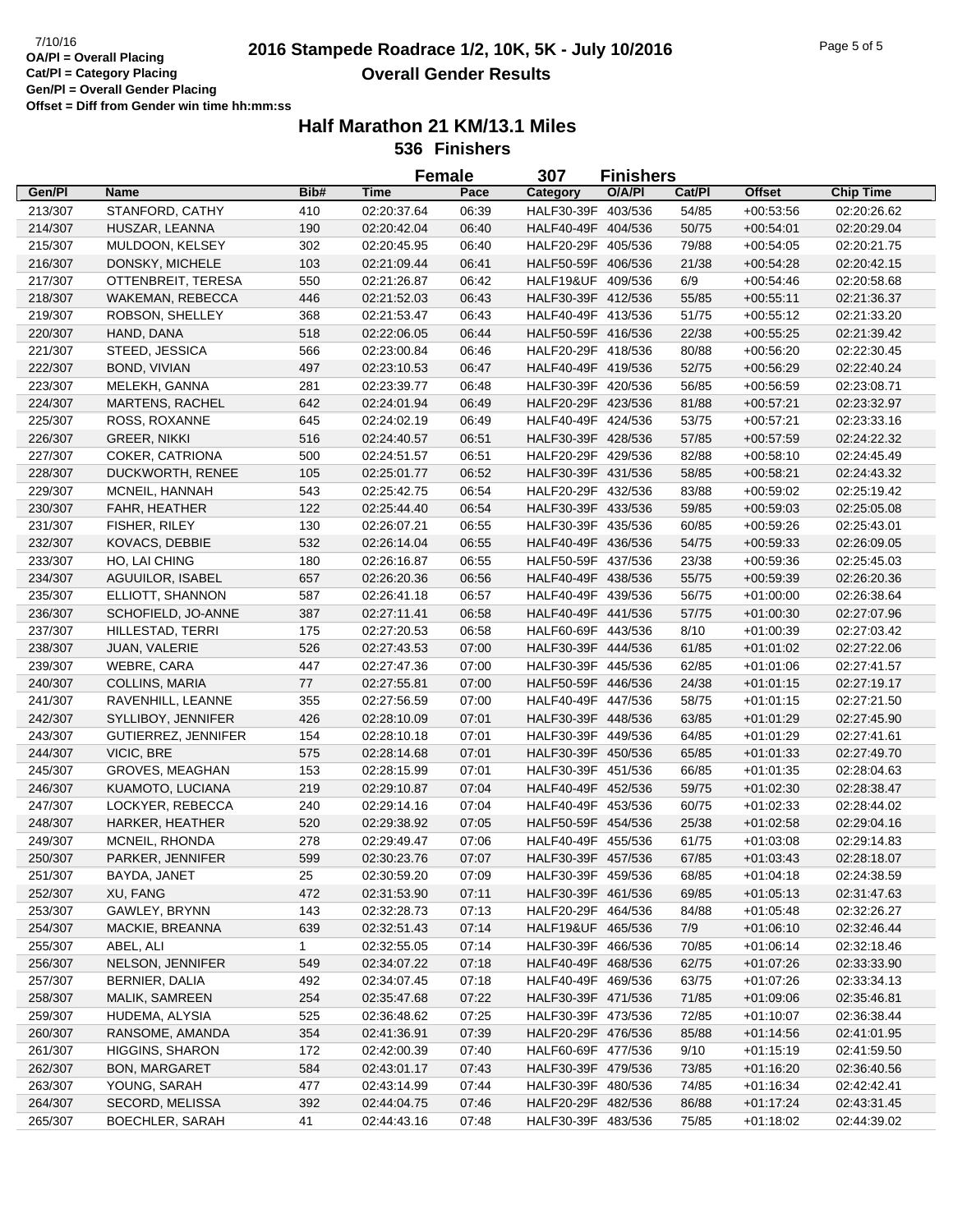# 2016 Stampede Roadrace 1/2, 10K, 5K - July 10/2016

## Overall Gender Results

OA/Pl = Overall Placing
Cat/Pl = Category Placing
Gen/Pl = Overall Gender Placing
Offset = Diff from Gender win time hh:mm:ss

### Half Marathon 21 KM/13.1 Miles

**536 Finishers**

**Female 307 Finishers**

| Gen/Pl | Name | Bib# | Time | Pace | Category | O/A/Pl | Cat/Pl | Offset | Chip Time |
|---|---|---|---|---|---|---|---|---|---|
| 213/307 | STANFORD, CATHY | 410 | 02:20:37.64 | 06:39 | HALF30-39F | 403/536 | 54/85 | +00:53:56 | 02:20:26.62 |
| 214/307 | HUSZAR, LEANNA | 190 | 02:20:42.04 | 06:40 | HALF40-49F | 404/536 | 50/75 | +00:54:01 | 02:20:29.04 |
| 215/307 | MULDOON, KELSEY | 302 | 02:20:45.95 | 06:40 | HALF20-29F | 405/536 | 79/88 | +00:54:05 | 02:20:21.75 |
| 216/307 | DONSKY, MICHELE | 103 | 02:21:09.44 | 06:41 | HALF50-59F | 406/536 | 21/38 | +00:54:28 | 02:20:42.15 |
| 217/307 | OTTENBREIT, TERESA | 550 | 02:21:26.87 | 06:42 | HALF19&UF | 409/536 | 6/9 | +00:54:46 | 02:20:58.68 |
| 218/307 | WAKEMAN, REBECCA | 446 | 02:21:52.03 | 06:43 | HALF30-39F | 412/536 | 55/85 | +00:55:11 | 02:21:36.37 |
| 219/307 | ROBSON, SHELLEY | 368 | 02:21:53.47 | 06:43 | HALF40-49F | 413/536 | 51/75 | +00:55:12 | 02:21:33.20 |
| 220/307 | HAND, DANA | 518 | 02:22:06.05 | 06:44 | HALF50-59F | 416/536 | 22/38 | +00:55:25 | 02:21:39.42 |
| 221/307 | STEED, JESSICA | 566 | 02:23:00.84 | 06:46 | HALF20-29F | 418/536 | 80/88 | +00:56:20 | 02:22:30.45 |
| 222/307 | BOND, VIVIAN | 497 | 02:23:10.53 | 06:47 | HALF40-49F | 419/536 | 52/75 | +00:56:29 | 02:22:40.24 |
| 223/307 | MELEKH, GANNA | 281 | 02:23:39.77 | 06:48 | HALF30-39F | 420/536 | 56/85 | +00:56:59 | 02:23:08.71 |
| 224/307 | MARTENS, RACHEL | 642 | 02:24:01.94 | 06:49 | HALF20-29F | 423/536 | 81/88 | +00:57:21 | 02:23:32.97 |
| 225/307 | ROSS, ROXANNE | 645 | 02:24:02.19 | 06:49 | HALF40-49F | 424/536 | 53/75 | +00:57:21 | 02:23:33.16 |
| 226/307 | GREER, NIKKI | 516 | 02:24:40.57 | 06:51 | HALF30-39F | 428/536 | 57/85 | +00:57:59 | 02:24:22.32 |
| 227/307 | COKER, CATRIONA | 500 | 02:24:51.57 | 06:51 | HALF20-29F | 429/536 | 82/88 | +00:58:10 | 02:24:45.49 |
| 228/307 | DUCKWORTH, RENEE | 105 | 02:25:01.77 | 06:52 | HALF30-39F | 431/536 | 58/85 | +00:58:21 | 02:24:43.32 |
| 229/307 | MCNEIL, HANNAH | 543 | 02:25:42.75 | 06:54 | HALF20-29F | 432/536 | 83/88 | +00:59:02 | 02:25:19.42 |
| 230/307 | FAHR, HEATHER | 122 | 02:25:44.40 | 06:54 | HALF30-39F | 433/536 | 59/85 | +00:59:03 | 02:25:05.08 |
| 231/307 | FISHER, RILEY | 130 | 02:26:07.21 | 06:55 | HALF30-39F | 435/536 | 60/85 | +00:59:26 | 02:25:43.01 |
| 232/307 | KOVACS, DEBBIE | 532 | 02:26:14.04 | 06:55 | HALF40-49F | 436/536 | 54/75 | +00:59:33 | 02:26:09.05 |
| 233/307 | HO, LAI CHING | 180 | 02:26:16.87 | 06:55 | HALF50-59F | 437/536 | 23/38 | +00:59:36 | 02:25:45.03 |
| 234/307 | AGUUILOR, ISABEL | 657 | 02:26:20.36 | 06:56 | HALF40-49F | 438/536 | 55/75 | +00:59:39 | 02:26:20.36 |
| 235/307 | ELLIOTT, SHANNON | 587 | 02:26:41.18 | 06:57 | HALF40-49F | 439/536 | 56/75 | +01:00:00 | 02:26:38.64 |
| 236/307 | SCHOFIELD, JO-ANNE | 387 | 02:27:11.41 | 06:58 | HALF40-49F | 441/536 | 57/75 | +01:00:30 | 02:27:07.96 |
| 237/307 | HILLESTAD, TERRI | 175 | 02:27:20.53 | 06:58 | HALF60-69F | 443/536 | 8/10 | +01:00:39 | 02:27:03.42 |
| 238/307 | JUAN, VALERIE | 526 | 02:27:43.53 | 07:00 | HALF30-39F | 444/536 | 61/85 | +01:01:02 | 02:27:22.06 |
| 239/307 | WEBRE, CARA | 447 | 02:27:47.36 | 07:00 | HALF30-39F | 445/536 | 62/85 | +01:01:06 | 02:27:41.57 |
| 240/307 | COLLINS, MARIA | 77 | 02:27:55.81 | 07:00 | HALF50-59F | 446/536 | 24/38 | +01:01:15 | 02:27:19.17 |
| 241/307 | RAVENHILL, LEANNE | 355 | 02:27:56.59 | 07:00 | HALF40-49F | 447/536 | 58/75 | +01:01:15 | 02:27:21.50 |
| 242/307 | SYLLIBOY, JENNIFER | 426 | 02:28:10.09 | 07:01 | HALF30-39F | 448/536 | 63/85 | +01:01:29 | 02:27:45.90 |
| 243/307 | GUTIERREZ, JENNIFER | 154 | 02:28:10.18 | 07:01 | HALF30-39F | 449/536 | 64/85 | +01:01:29 | 02:27:41.61 |
| 244/307 | VICIC, BRE | 575 | 02:28:14.68 | 07:01 | HALF30-39F | 450/536 | 65/85 | +01:01:33 | 02:27:49.70 |
| 245/307 | GROVES, MEAGHAN | 153 | 02:28:15.99 | 07:01 | HALF30-39F | 451/536 | 66/85 | +01:01:35 | 02:28:04.63 |
| 246/307 | KUAMOTO, LUCIANA | 219 | 02:29:10.87 | 07:04 | HALF40-49F | 452/536 | 59/75 | +01:02:30 | 02:28:38.47 |
| 247/307 | LOCKYER, REBECCA | 240 | 02:29:14.16 | 07:04 | HALF40-49F | 453/536 | 60/75 | +01:02:33 | 02:28:44.02 |
| 248/307 | HARKER, HEATHER | 520 | 02:29:38.92 | 07:05 | HALF50-59F | 454/536 | 25/38 | +01:02:58 | 02:29:04.16 |
| 249/307 | MCNEIL, RHONDA | 278 | 02:29:49.47 | 07:06 | HALF40-49F | 455/536 | 61/75 | +01:03:08 | 02:29:14.83 |
| 250/307 | PARKER, JENNIFER | 599 | 02:30:23.76 | 07:07 | HALF30-39F | 457/536 | 67/85 | +01:03:43 | 02:28:18.07 |
| 251/307 | BAYDA, JANET | 25 | 02:30:59.20 | 07:09 | HALF30-39F | 459/536 | 68/85 | +01:04:18 | 02:24:38.59 |
| 252/307 | XU, FANG | 472 | 02:31:53.90 | 07:11 | HALF30-39F | 461/536 | 69/85 | +01:05:13 | 02:31:47.63 |
| 253/307 | GAWLEY, BRYNN | 143 | 02:32:28.73 | 07:13 | HALF20-29F | 464/536 | 84/88 | +01:05:48 | 02:32:26.27 |
| 254/307 | MACKIE, BREANNA | 639 | 02:32:51.43 | 07:14 | HALF19&UF | 465/536 | 7/9 | +01:06:10 | 02:32:46.44 |
| 255/307 | ABEL, ALI | 1 | 02:32:55.05 | 07:14 | HALF30-39F | 466/536 | 70/85 | +01:06:14 | 02:32:18.46 |
| 256/307 | NELSON, JENNIFER | 549 | 02:34:07.22 | 07:18 | HALF40-49F | 468/536 | 62/75 | +01:07:26 | 02:33:33.90 |
| 257/307 | BERNIER, DALIA | 492 | 02:34:07.45 | 07:18 | HALF40-49F | 469/536 | 63/75 | +01:07:26 | 02:33:34.13 |
| 258/307 | MALIK, SAMREEN | 254 | 02:35:47.68 | 07:22 | HALF30-39F | 471/536 | 71/85 | +01:09:06 | 02:35:46.81 |
| 259/307 | HUDEMA, ALYSIA | 525 | 02:36:48.62 | 07:25 | HALF30-39F | 473/536 | 72/85 | +01:10:07 | 02:36:38.44 |
| 260/307 | RANSOME, AMANDA | 354 | 02:41:36.91 | 07:39 | HALF20-29F | 476/536 | 85/88 | +01:14:56 | 02:41:01.95 |
| 261/307 | HIGGINS, SHARON | 172 | 02:42:00.39 | 07:40 | HALF60-69F | 477/536 | 9/10 | +01:15:19 | 02:41:59.50 |
| 262/307 | BON, MARGARET | 584 | 02:43:01.17 | 07:43 | HALF30-39F | 479/536 | 73/85 | +01:16:20 | 02:36:40.56 |
| 263/307 | YOUNG, SARAH | 477 | 02:43:14.99 | 07:44 | HALF30-39F | 480/536 | 74/85 | +01:16:34 | 02:42:42.41 |
| 264/307 | SECORD, MELISSA | 392 | 02:44:04.75 | 07:46 | HALF20-29F | 482/536 | 86/88 | +01:17:24 | 02:43:31.45 |
| 265/307 | BOECHLER, SARAH | 41 | 02:44:43.16 | 07:48 | HALF30-39F | 483/536 | 75/85 | +01:18:02 | 02:44:39.02 |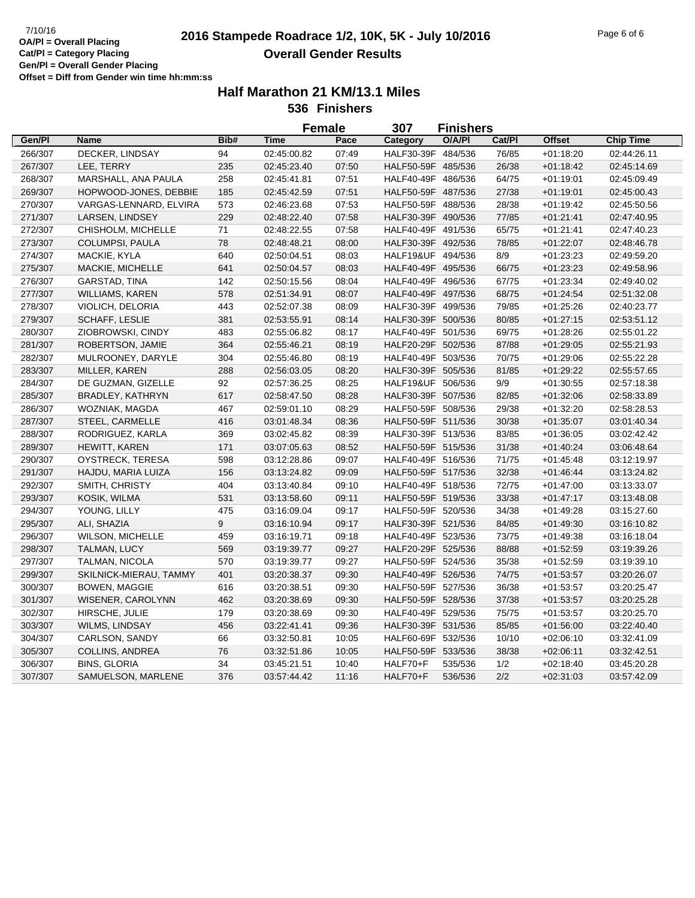OA/Pl = Overall Placing
Cat/Pl = Category Placing
Gen/Pl = Overall Gender Placing
Offset = Diff from Gender win time hh:mm:ss

# 2016 Stampede Roadrace 1/2, 10K, 5K - July 10/2016

## Overall Gender Results

### Half Marathon 21 KM/13.1 Miles

**536 Finishers**

**Female 307 Finishers**

| Gen/Pl | Name | Bib# | Time | Pace | Category | O/A/Pl | Cat/Pl | Offset | Chip Time |
|---|---|---|---|---|---|---|---|---|---|
| 266/307 | DECKER, LINDSAY | 94 | 02:45:00.82 | 07:49 | HALF30-39F | 484/536 | 76/85 | +01:18:20 | 02:44:26.11 |
| 267/307 | LEE, TERRY | 235 | 02:45:23.40 | 07:50 | HALF50-59F | 485/536 | 26/38 | +01:18:42 | 02:45:14.69 |
| 268/307 | MARSHALL, ANA PAULA | 258 | 02:45:41.81 | 07:51 | HALF40-49F | 486/536 | 64/75 | +01:19:01 | 02:45:09.49 |
| 269/307 | HOPWOOD-JONES, DEBBIE | 185 | 02:45:42.59 | 07:51 | HALF50-59F | 487/536 | 27/38 | +01:19:01 | 02:45:00.43 |
| 270/307 | VARGAS-LENNARD, ELVIRA | 573 | 02:46:23.68 | 07:53 | HALF50-59F | 488/536 | 28/38 | +01:19:42 | 02:45:50.56 |
| 271/307 | LARSEN, LINDSEY | 229 | 02:48:22.40 | 07:58 | HALF30-39F | 490/536 | 77/85 | +01:21:41 | 02:47:40.95 |
| 272/307 | CHISHOLM, MICHELLE | 71 | 02:48:22.55 | 07:58 | HALF40-49F | 491/536 | 65/75 | +01:21:41 | 02:47:40.23 |
| 273/307 | COLUMPSI, PAULA | 78 | 02:48:48.21 | 08:00 | HALF30-39F | 492/536 | 78/85 | +01:22:07 | 02:48:46.78 |
| 274/307 | MACKIE, KYLA | 640 | 02:50:04.51 | 08:03 | HALF19&UF | 494/536 | 8/9 | +01:23:23 | 02:49:59.20 |
| 275/307 | MACKIE, MICHELLE | 641 | 02:50:04.57 | 08:03 | HALF40-49F | 495/536 | 66/75 | +01:23:23 | 02:49:58.96 |
| 276/307 | GARSTAD, TINA | 142 | 02:50:15.56 | 08:04 | HALF40-49F | 496/536 | 67/75 | +01:23:34 | 02:49:40.02 |
| 277/307 | WILLIAMS, KAREN | 578 | 02:51:34.91 | 08:07 | HALF40-49F | 497/536 | 68/75 | +01:24:54 | 02:51:32.08 |
| 278/307 | VIOLICH, DELORIA | 443 | 02:52:07.38 | 08:09 | HALF30-39F | 499/536 | 79/85 | +01:25:26 | 02:40:23.77 |
| 279/307 | SCHAFF, LESLIE | 381 | 02:53:55.91 | 08:14 | HALF30-39F | 500/536 | 80/85 | +01:27:15 | 02:53:51.12 |
| 280/307 | ZIOBROWSKI, CINDY | 483 | 02:55:06.82 | 08:17 | HALF40-49F | 501/536 | 69/75 | +01:28:26 | 02:55:01.22 |
| 281/307 | ROBERTSON, JAMIE | 364 | 02:55:46.21 | 08:19 | HALF20-29F | 502/536 | 87/88 | +01:29:05 | 02:55:21.93 |
| 282/307 | MULROONEY, DARYLE | 304 | 02:55:46.80 | 08:19 | HALF40-49F | 503/536 | 70/75 | +01:29:06 | 02:55:22.28 |
| 283/307 | MILLER, KAREN | 288 | 02:56:03.05 | 08:20 | HALF30-39F | 505/536 | 81/85 | +01:29:22 | 02:55:57.65 |
| 284/307 | DE GUZMAN, GIZELLE | 92 | 02:57:36.25 | 08:25 | HALF19&UF | 506/536 | 9/9 | +01:30:55 | 02:57:18.38 |
| 285/307 | BRADLEY, KATHRYN | 617 | 02:58:47.50 | 08:28 | HALF30-39F | 507/536 | 82/85 | +01:32:06 | 02:58:33.89 |
| 286/307 | WOZNIAK, MAGDA | 467 | 02:59:01.10 | 08:29 | HALF50-59F | 508/536 | 29/38 | +01:32:20 | 02:58:28.53 |
| 287/307 | STEEL, CARMELLE | 416 | 03:01:48.34 | 08:36 | HALF50-59F | 511/536 | 30/38 | +01:35:07 | 03:01:40.34 |
| 288/307 | RODRIGUEZ, KARLA | 369 | 03:02:45.82 | 08:39 | HALF30-39F | 513/536 | 83/85 | +01:36:05 | 03:02:42.42 |
| 289/307 | HEWITT, KAREN | 171 | 03:07:05.63 | 08:52 | HALF50-59F | 515/536 | 31/38 | +01:40:24 | 03:06:48.64 |
| 290/307 | OYSTRECK, TERESA | 598 | 03:12:28.86 | 09:07 | HALF40-49F | 516/536 | 71/75 | +01:45:48 | 03:12:19.97 |
| 291/307 | HAJDU, MARIA LUIZA | 156 | 03:13:24.82 | 09:09 | HALF50-59F | 517/536 | 32/38 | +01:46:44 | 03:13:24.82 |
| 292/307 | SMITH, CHRISTY | 404 | 03:13:40.84 | 09:10 | HALF40-49F | 518/536 | 72/75 | +01:47:00 | 03:13:33.07 |
| 293/307 | KOSIK, WILMA | 531 | 03:13:58.60 | 09:11 | HALF50-59F | 519/536 | 33/38 | +01:47:17 | 03:13:48.08 |
| 294/307 | YOUNG, LILLY | 475 | 03:16:09.04 | 09:17 | HALF50-59F | 520/536 | 34/38 | +01:49:28 | 03:15:27.60 |
| 295/307 | ALI, SHAZIA | 9 | 03:16:10.94 | 09:17 | HALF30-39F | 521/536 | 84/85 | +01:49:30 | 03:16:10.82 |
| 296/307 | WILSON, MICHELLE | 459 | 03:16:19.71 | 09:18 | HALF40-49F | 523/536 | 73/75 | +01:49:38 | 03:16:18.04 |
| 298/307 | TALMAN, LUCY | 569 | 03:19:39.77 | 09:27 | HALF20-29F | 525/536 | 88/88 | +01:52:59 | 03:19:39.26 |
| 297/307 | TALMAN, NICOLA | 570 | 03:19:39.77 | 09:27 | HALF50-59F | 524/536 | 35/38 | +01:52:59 | 03:19:39.10 |
| 299/307 | SKILNICK-MIERAU, TAMMY | 401 | 03:20:38.37 | 09:30 | HALF40-49F | 526/536 | 74/75 | +01:53:57 | 03:20:26.07 |
| 300/307 | BOWEN, MAGGIE | 616 | 03:20:38.51 | 09:30 | HALF50-59F | 527/536 | 36/38 | +01:53:57 | 03:20:25.47 |
| 301/307 | WISENER, CAROLYNN | 462 | 03:20:38.69 | 09:30 | HALF50-59F | 528/536 | 37/38 | +01:53:57 | 03:20:25.28 |
| 302/307 | HIRSCHE, JULIE | 179 | 03:20:38.69 | 09:30 | HALF40-49F | 529/536 | 75/75 | +01:53:57 | 03:20:25.70 |
| 303/307 | WILMS, LINDSAY | 456 | 03:22:41.41 | 09:36 | HALF30-39F | 531/536 | 85/85 | +01:56:00 | 03:22:40.40 |
| 304/307 | CARLSON, SANDY | 66 | 03:32:50.81 | 10:05 | HALF60-69F | 532/536 | 10/10 | +02:06:10 | 03:32:41.09 |
| 305/307 | COLLINS, ANDREA | 76 | 03:32:51.86 | 10:05 | HALF50-59F | 533/536 | 38/38 | +02:06:11 | 03:32:42.51 |
| 306/307 | BINS, GLORIA | 34 | 03:45:21.51 | 10:40 | HALF70+F | 535/536 | 1/2 | +02:18:40 | 03:45:20.28 |
| 307/307 | SAMUELSON, MARLENE | 376 | 03:57:44.42 | 11:16 | HALF70+F | 536/536 | 2/2 | +02:31:03 | 03:57:42.09 |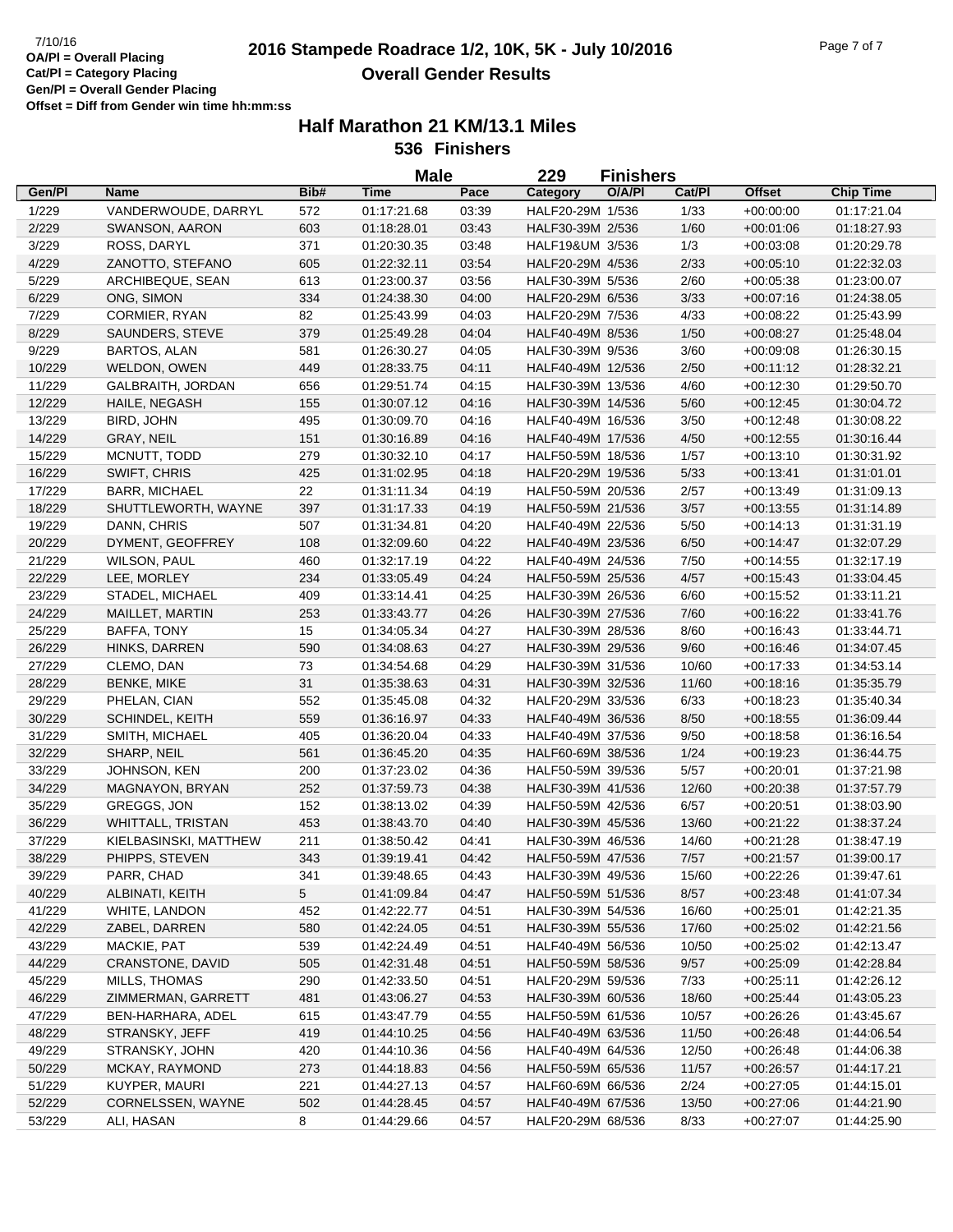# 2016 Stampede Roadrace 1/2, 10K, 5K - July 10/2016

## Overall Gender Results

7/10/16
**OA/Pl = Overall Placing**
**Cat/Pl = Category Placing**
**Gen/Pl = Overall Gender Placing**
**Offset = Diff from Gender win time hh:mm:ss**

### Half Marathon 21 KM/13.1 Miles

**536 Finishers**

**Male 229 Finishers**

| Gen/Pl | Name | Bib# | Time | Pace | Category | O/A/Pl | Cat/Pl | Offset | Chip Time |
|---|---|---|---|---|---|---|---|---|---|
| 1/229 | VANDERWOUDE, DARRYL | 572 | 01:17:21.68 | 03:39 | HALF20-29M | 1/536 | 1/33 | +00:00:00 | 01:17:21.04 |
| 2/229 | SWANSON, AARON | 603 | 01:18:28.01 | 03:43 | HALF30-39M | 2/536 | 1/60 | +00:01:06 | 01:18:27.93 |
| 3/229 | ROSS, DARYL | 371 | 01:20:30.35 | 03:48 | HALF19&UM | 3/536 | 1/3 | +00:03:08 | 01:20:29.78 |
| 4/229 | ZANOTTO, STEFANO | 605 | 01:22:32.11 | 03:54 | HALF20-29M | 4/536 | 2/33 | +00:05:10 | 01:22:32.03 |
| 5/229 | ARCHIBEQUE, SEAN | 613 | 01:23:00.37 | 03:56 | HALF30-39M | 5/536 | 2/60 | +00:05:38 | 01:23:00.07 |
| 6/229 | ONG, SIMON | 334 | 01:24:38.30 | 04:00 | HALF20-29M | 6/536 | 3/33 | +00:07:16 | 01:24:38.05 |
| 7/229 | CORMIER, RYAN | 82 | 01:25:43.99 | 04:03 | HALF20-29M | 7/536 | 4/33 | +00:08:22 | 01:25:43.99 |
| 8/229 | SAUNDERS, STEVE | 379 | 01:25:49.28 | 04:04 | HALF40-49M | 8/536 | 1/50 | +00:08:27 | 01:25:48.04 |
| 9/229 | BARTOS, ALAN | 581 | 01:26:30.27 | 04:05 | HALF30-39M | 9/536 | 3/60 | +00:09:08 | 01:26:30.15 |
| 10/229 | WELDON, OWEN | 449 | 01:28:33.75 | 04:11 | HALF40-49M | 12/536 | 2/50 | +00:11:12 | 01:28:32.21 |
| 11/229 | GALBRAITH, JORDAN | 656 | 01:29:51.74 | 04:15 | HALF30-39M | 13/536 | 4/60 | +00:12:30 | 01:29:50.70 |
| 12/229 | HAILE, NEGASH | 155 | 01:30:07.12 | 04:16 | HALF30-39M | 14/536 | 5/60 | +00:12:45 | 01:30:04.72 |
| 13/229 | BIRD, JOHN | 495 | 01:30:09.70 | 04:16 | HALF40-49M | 16/536 | 3/50 | +00:12:48 | 01:30:08.22 |
| 14/229 | GRAY, NEIL | 151 | 01:30:16.89 | 04:16 | HALF40-49M | 17/536 | 4/50 | +00:12:55 | 01:30:16.44 |
| 15/229 | MCNUTT, TODD | 279 | 01:30:32.10 | 04:17 | HALF50-59M | 18/536 | 1/57 | +00:13:10 | 01:30:31.92 |
| 16/229 | SWIFT, CHRIS | 425 | 01:31:02.95 | 04:18 | HALF20-29M | 19/536 | 5/33 | +00:13:41 | 01:31:01.01 |
| 17/229 | BARR, MICHAEL | 22 | 01:31:11.34 | 04:19 | HALF50-59M | 20/536 | 2/57 | +00:13:49 | 01:31:09.13 |
| 18/229 | SHUTTLEWORTH, WAYNE | 397 | 01:31:17.33 | 04:19 | HALF50-59M | 21/536 | 3/57 | +00:13:55 | 01:31:14.89 |
| 19/229 | DANN, CHRIS | 507 | 01:31:34.81 | 04:20 | HALF40-49M | 22/536 | 5/50 | +00:14:13 | 01:31:31.19 |
| 20/229 | DYMENT, GEOFFREY | 108 | 01:32:09.60 | 04:22 | HALF40-49M | 23/536 | 6/50 | +00:14:47 | 01:32:07.29 |
| 21/229 | WILSON, PAUL | 460 | 01:32:17.19 | 04:22 | HALF40-49M | 24/536 | 7/50 | +00:14:55 | 01:32:17.19 |
| 22/229 | LEE, MORLEY | 234 | 01:33:05.49 | 04:24 | HALF50-59M | 25/536 | 4/57 | +00:15:43 | 01:33:04.45 |
| 23/229 | STADEL, MICHAEL | 409 | 01:33:14.41 | 04:25 | HALF30-39M | 26/536 | 6/60 | +00:15:52 | 01:33:11.21 |
| 24/229 | MAILLET, MARTIN | 253 | 01:33:43.77 | 04:26 | HALF30-39M | 27/536 | 7/60 | +00:16:22 | 01:33:41.76 |
| 25/229 | BAFFA, TONY | 15 | 01:34:05.34 | 04:27 | HALF30-39M | 28/536 | 8/60 | +00:16:43 | 01:33:44.71 |
| 26/229 | HINKS, DARREN | 590 | 01:34:08.63 | 04:27 | HALF30-39M | 29/536 | 9/60 | +00:16:46 | 01:34:07.45 |
| 27/229 | CLEMO, DAN | 73 | 01:34:54.68 | 04:29 | HALF30-39M | 31/536 | 10/60 | +00:17:33 | 01:34:53.14 |
| 28/229 | BENKE, MIKE | 31 | 01:35:38.63 | 04:31 | HALF30-39M | 32/536 | 11/60 | +00:18:16 | 01:35:35.79 |
| 29/229 | PHELAN, CIAN | 552 | 01:35:45.08 | 04:32 | HALF20-29M | 33/536 | 6/33 | +00:18:23 | 01:35:40.34 |
| 30/229 | SCHINDEL, KEITH | 559 | 01:36:16.97 | 04:33 | HALF40-49M | 36/536 | 8/50 | +00:18:55 | 01:36:09.44 |
| 31/229 | SMITH, MICHAEL | 405 | 01:36:20.04 | 04:33 | HALF40-49M | 37/536 | 9/50 | +00:18:58 | 01:36:16.54 |
| 32/229 | SHARP, NEIL | 561 | 01:36:45.20 | 04:35 | HALF60-69M | 38/536 | 1/24 | +00:19:23 | 01:36:44.75 |
| 33/229 | JOHNSON, KEN | 200 | 01:37:23.02 | 04:36 | HALF50-59M | 39/536 | 5/57 | +00:20:01 | 01:37:21.98 |
| 34/229 | MAGNAYON, BRYAN | 252 | 01:37:59.73 | 04:38 | HALF30-39M | 41/536 | 12/60 | +00:20:38 | 01:37:57.79 |
| 35/229 | GREGGS, JON | 152 | 01:38:13.02 | 04:39 | HALF50-59M | 42/536 | 6/57 | +00:20:51 | 01:38:03.90 |
| 36/229 | WHITTALL, TRISTAN | 453 | 01:38:43.70 | 04:40 | HALF30-39M | 45/536 | 13/60 | +00:21:22 | 01:38:37.24 |
| 37/229 | KIELBASINSKI, MATTHEW | 211 | 01:38:50.42 | 04:41 | HALF30-39M | 46/536 | 14/60 | +00:21:28 | 01:38:47.19 |
| 38/229 | PHIPPS, STEVEN | 343 | 01:39:19.41 | 04:42 | HALF50-59M | 47/536 | 7/57 | +00:21:57 | 01:39:00.17 |
| 39/229 | PARR, CHAD | 341 | 01:39:48.65 | 04:43 | HALF30-39M | 49/536 | 15/60 | +00:22:26 | 01:39:47.61 |
| 40/229 | ALBINATI, KEITH | 5 | 01:41:09.84 | 04:47 | HALF50-59M | 51/536 | 8/57 | +00:23:48 | 01:41:07.34 |
| 41/229 | WHITE, LANDON | 452 | 01:42:22.77 | 04:51 | HALF30-39M | 54/536 | 16/60 | +00:25:01 | 01:42:21.35 |
| 42/229 | ZABEL, DARREN | 580 | 01:42:24.05 | 04:51 | HALF30-39M | 55/536 | 17/60 | +00:25:02 | 01:42:21.56 |
| 43/229 | MACKIE, PAT | 539 | 01:42:24.49 | 04:51 | HALF40-49M | 56/536 | 10/50 | +00:25:02 | 01:42:13.47 |
| 44/229 | CRANSTONE, DAVID | 505 | 01:42:31.48 | 04:51 | HALF50-59M | 58/536 | 9/57 | +00:25:09 | 01:42:28.84 |
| 45/229 | MILLS, THOMAS | 290 | 01:42:33.50 | 04:51 | HALF20-29M | 59/536 | 7/33 | +00:25:11 | 01:42:26.12 |
| 46/229 | ZIMMERMAN, GARRETT | 481 | 01:43:06.27 | 04:53 | HALF30-39M | 60/536 | 18/60 | +00:25:44 | 01:43:05.23 |
| 47/229 | BEN-HARHARA, ADEL | 615 | 01:43:47.79 | 04:55 | HALF50-59M | 61/536 | 10/57 | +00:26:26 | 01:43:45.67 |
| 48/229 | STRANSKY, JEFF | 419 | 01:44:10.25 | 04:56 | HALF40-49M | 63/536 | 11/50 | +00:26:48 | 01:44:06.54 |
| 49/229 | STRANSKY, JOHN | 420 | 01:44:10.36 | 04:56 | HALF40-49M | 64/536 | 12/50 | +00:26:48 | 01:44:06.38 |
| 50/229 | MCKAY, RAYMOND | 273 | 01:44:18.83 | 04:56 | HALF50-59M | 65/536 | 11/57 | +00:26:57 | 01:44:17.21 |
| 51/229 | KUYPER, MAURI | 221 | 01:44:27.13 | 04:57 | HALF60-69M | 66/536 | 2/24 | +00:27:05 | 01:44:15.01 |
| 52/229 | CORNELSSEN, WAYNE | 502 | 01:44:28.45 | 04:57 | HALF40-49M | 67/536 | 13/50 | +00:27:06 | 01:44:21.90 |
| 53/229 | ALI, HASAN | 8 | 01:44:29.66 | 04:57 | HALF20-29M | 68/536 | 8/33 | +00:27:07 | 01:44:25.90 |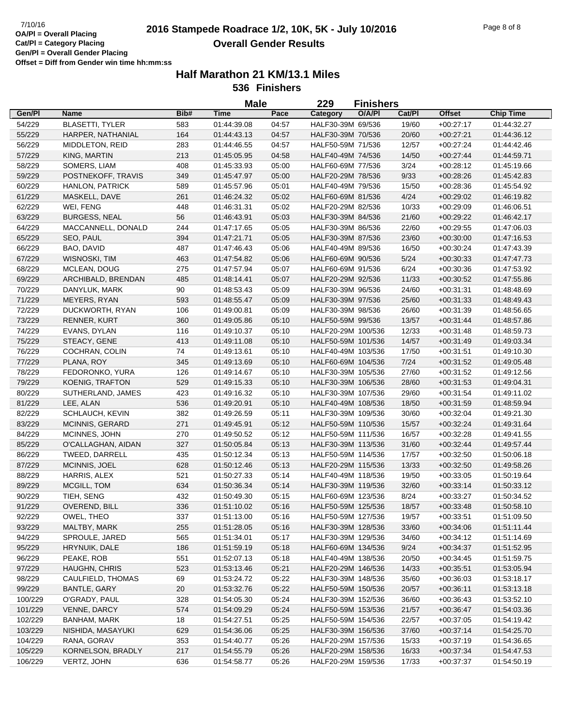7/10/16

**OA/Pl = Overall Placing**
**Cat/Pl = Category Placing**
**Gen/Pl = Overall Gender Placing**
**Offset = Diff from Gender win time hh:mm:ss**

# 2016 Stampede Roadrace 1/2, 10K, 5K - July 10/2016
## Overall Gender Results

### Half Marathon 21 KM/13.1 Miles
### 536 Finishers

**Male 229 Finishers**

| Gen/Pl | Name | Bib# | Time | Pace | Category | O/A/Pl | Cat/Pl | Offset | Chip Time |
|---|---|---|---|---|---|---|---|---|---|
| 54/229 | BLASETTI, TYLER | 583 | 01:44:39.08 | 04:57 | HALF30-39M | 69/536 | 19/60 | +00:27:17 | 01:44:32.27 |
| 55/229 | HARPER, NATHANIAL | 164 | 01:44:43.13 | 04:57 | HALF30-39M | 70/536 | 20/60 | +00:27:21 | 01:44:36.12 |
| 56/229 | MIDDLETON, REID | 283 | 01:44:46.55 | 04:57 | HALF50-59M | 71/536 | 12/57 | +00:27:24 | 01:44:42.46 |
| 57/229 | KING, MARTIN | 213 | 01:45:05.95 | 04:58 | HALF40-49M | 74/536 | 14/50 | +00:27:44 | 01:44:59.71 |
| 58/229 | SOMERS, LIAM | 408 | 01:45:33.93 | 05:00 | HALF60-69M | 77/536 | 3/24 | +00:28:12 | 01:45:19.66 |
| 59/229 | POSTNEKOFF, TRAVIS | 349 | 01:45:47.97 | 05:00 | HALF20-29M | 78/536 | 9/33 | +00:28:26 | 01:45:42.83 |
| 60/229 | HANLON, PATRICK | 589 | 01:45:57.96 | 05:01 | HALF40-49M | 79/536 | 15/50 | +00:28:36 | 01:45:54.92 |
| 61/229 | MASKELL, DAVE | 261 | 01:46:24.32 | 05:02 | HALF60-69M | 81/536 | 4/24 | +00:29:02 | 01:46:19.82 |
| 62/229 | WEI, FENG | 448 | 01:46:31.31 | 05:02 | HALF20-29M | 82/536 | 10/33 | +00:29:09 | 01:46:06.51 |
| 63/229 | BURGESS, NEAL | 56 | 01:46:43.91 | 05:03 | HALF30-39M | 84/536 | 21/60 | +00:29:22 | 01:46:42.17 |
| 64/229 | MACCANNELL, DONALD | 244 | 01:47:17.65 | 05:05 | HALF30-39M | 86/536 | 22/60 | +00:29:55 | 01:47:06.03 |
| 65/229 | SEO, PAUL | 394 | 01:47:21.71 | 05:05 | HALF30-39M | 87/536 | 23/60 | +00:30:00 | 01:47:16.53 |
| 66/229 | BAO, DAVID | 487 | 01:47:46.43 | 05:06 | HALF40-49M | 89/536 | 16/50 | +00:30:24 | 01:47:43.39 |
| 67/229 | WISNOSKI, TIM | 463 | 01:47:54.82 | 05:06 | HALF60-69M | 90/536 | 5/24 | +00:30:33 | 01:47:47.73 |
| 68/229 | MCLEAN, DOUG | 275 | 01:47:57.94 | 05:07 | HALF60-69M | 91/536 | 6/24 | +00:30:36 | 01:47:53.92 |
| 69/229 | ARCHIBALD, BRENDAN | 485 | 01:48:14.41 | 05:07 | HALF20-29M | 92/536 | 11/33 | +00:30:52 | 01:47:55.86 |
| 70/229 | DANYLUK, MARK | 90 | 01:48:53.43 | 05:09 | HALF30-39M | 96/536 | 24/60 | +00:31:31 | 01:48:48.69 |
| 71/229 | MEYERS, RYAN | 593 | 01:48:55.47 | 05:09 | HALF30-39M | 97/536 | 25/60 | +00:31:33 | 01:48:49.43 |
| 72/229 | DUCKWORTH, RYAN | 106 | 01:49:00.81 | 05:09 | HALF30-39M | 98/536 | 26/60 | +00:31:39 | 01:48:56.65 |
| 73/229 | RENNER, KURT | 360 | 01:49:05.86 | 05:10 | HALF50-59M | 99/536 | 13/57 | +00:31:44 | 01:48:57.86 |
| 74/229 | EVANS, DYLAN | 116 | 01:49:10.37 | 05:10 | HALF20-29M | 100/536 | 12/33 | +00:31:48 | 01:48:59.73 |
| 75/229 | STEACY, GENE | 413 | 01:49:11.08 | 05:10 | HALF50-59M | 101/536 | 14/57 | +00:31:49 | 01:49:03.34 |
| 76/229 | COCHRAN, COLIN | 74 | 01:49:13.61 | 05:10 | HALF40-49M | 103/536 | 17/50 | +00:31:51 | 01:49:10.30 |
| 77/229 | PLANA, ROY | 345 | 01:49:13.69 | 05:10 | HALF60-69M | 104/536 | 7/24 | +00:31:52 | 01:49:05.48 |
| 78/229 | FEDORONKO, YURA | 126 | 01:49:14.67 | 05:10 | HALF30-39M | 105/536 | 27/60 | +00:31:52 | 01:49:12.56 |
| 79/229 | KOENIG, TRAFTON | 529 | 01:49:15.33 | 05:10 | HALF30-39M | 106/536 | 28/60 | +00:31:53 | 01:49:04.31 |
| 80/229 | SUTHERLAND, JAMES | 423 | 01:49:16.32 | 05:10 | HALF30-39M | 107/536 | 29/60 | +00:31:54 | 01:49:11.02 |
| 81/229 | LEE, ALAN | 536 | 01:49:20.91 | 05:10 | HALF40-49M | 108/536 | 18/50 | +00:31:59 | 01:48:59.94 |
| 82/229 | SCHLAUCH, KEVIN | 382 | 01:49:26.59 | 05:11 | HALF30-39M | 109/536 | 30/60 | +00:32:04 | 01:49:21.30 |
| 83/229 | MCINNIS, GERARD | 271 | 01:49:45.91 | 05:12 | HALF50-59M | 110/536 | 15/57 | +00:32:24 | 01:49:31.64 |
| 84/229 | MCINNES, JOHN | 270 | 01:49:50.52 | 05:12 | HALF50-59M | 111/536 | 16/57 | +00:32:28 | 01:49:41.55 |
| 85/229 | O'CALLAGHAN, AIDAN | 327 | 01:50:05.84 | 05:13 | HALF30-39M | 113/536 | 31/60 | +00:32:44 | 01:49:57.44 |
| 86/229 | TWEED, DARRELL | 435 | 01:50:12.34 | 05:13 | HALF50-59M | 114/536 | 17/57 | +00:32:50 | 01:50:06.18 |
| 87/229 | MCINNIS, JOEL | 628 | 01:50:12.46 | 05:13 | HALF20-29M | 115/536 | 13/33 | +00:32:50 | 01:49:58.26 |
| 88/229 | HARRIS, ALEX | 521 | 01:50:27.33 | 05:14 | HALF40-49M | 118/536 | 19/50 | +00:33:05 | 01:50:19.64 |
| 89/229 | MCGILL, TOM | 634 | 01:50:36.34 | 05:14 | HALF30-39M | 119/536 | 32/60 | +00:33:14 | 01:50:33.12 |
| 90/229 | TIEH, SENG | 432 | 01:50:49.30 | 05:15 | HALF60-69M | 123/536 | 8/24 | +00:33:27 | 01:50:34.52 |
| 91/229 | OVEREND, BILL | 336 | 01:51:10.02 | 05:16 | HALF50-59M | 125/536 | 18/57 | +00:33:48 | 01:50:58.10 |
| 92/229 | OWEL, THEO | 337 | 01:51:13.00 | 05:16 | HALF50-59M | 127/536 | 19/57 | +00:33:51 | 01:51:09.50 |
| 93/229 | MALTBY, MARK | 255 | 01:51:28.05 | 05:16 | HALF30-39M | 128/536 | 33/60 | +00:34:06 | 01:51:11.44 |
| 94/229 | SPROULE, JARED | 565 | 01:51:34.01 | 05:17 | HALF30-39M | 129/536 | 34/60 | +00:34:12 | 01:51:14.69 |
| 95/229 | HRYNUIK, DALE | 186 | 01:51:59.19 | 05:18 | HALF60-69M | 134/536 | 9/24 | +00:34:37 | 01:51:52.95 |
| 96/229 | PEAKE, ROB | 551 | 01:52:07.13 | 05:18 | HALF40-49M | 138/536 | 20/50 | +00:34:45 | 01:51:59.75 |
| 97/229 | HAUGHN, CHRIS | 523 | 01:53:13.46 | 05:21 | HALF20-29M | 146/536 | 14/33 | +00:35:51 | 01:53:05.94 |
| 98/229 | CAULFIELD, THOMAS | 69 | 01:53:24.72 | 05:22 | HALF30-39M | 148/536 | 35/60 | +00:36:03 | 01:53:18.17 |
| 99/229 | BANTLE, GARY | 20 | 01:53:32.76 | 05:22 | HALF50-59M | 150/536 | 20/57 | +00:36:11 | 01:53:13.18 |
| 100/229 | O'GRADY, PAUL | 328 | 01:54:05.30 | 05:24 | HALF30-39M | 152/536 | 36/60 | +00:36:43 | 01:53:52.10 |
| 101/229 | VENNE, DARCY | 574 | 01:54:09.29 | 05:24 | HALF50-59M | 153/536 | 21/57 | +00:36:47 | 01:54:03.36 |
| 102/229 | BANHAM, MARK | 18 | 01:54:27.51 | 05:25 | HALF50-59M | 154/536 | 22/57 | +00:37:05 | 01:54:19.42 |
| 103/229 | NISHIDA, MASAYUKI | 629 | 01:54:36.06 | 05:25 | HALF30-39M | 156/536 | 37/60 | +00:37:14 | 01:54:25.70 |
| 104/229 | RANA, GORAV | 353 | 01:54:40.77 | 05:26 | HALF20-29M | 157/536 | 15/33 | +00:37:19 | 01:54:36.65 |
| 105/229 | KORNELSON, BRADLY | 217 | 01:54:55.79 | 05:26 | HALF20-29M | 158/536 | 16/33 | +00:37:34 | 01:54:47.53 |
| 106/229 | VERTZ, JOHN | 636 | 01:54:58.77 | 05:26 | HALF20-29M | 159/536 | 17/33 | +00:37:37 | 01:54:50.19 |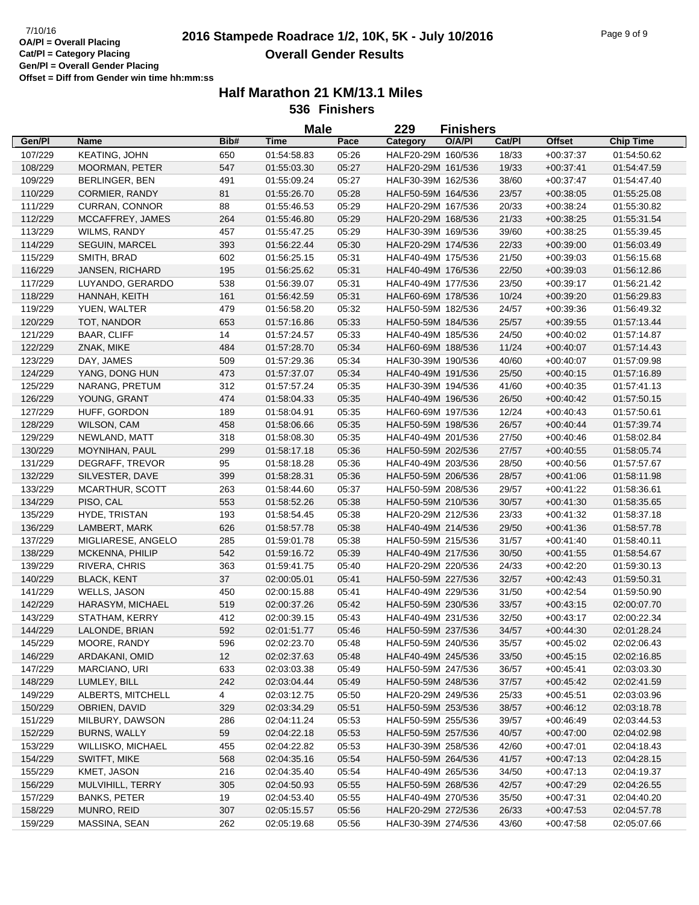7/10/16
OA/Pl = Overall Placing
Cat/Pl = Category Placing
Gen/Pl = Overall Gender Placing
Offset = Diff from Gender win time hh:mm:ss

# 2016 Stampede Roadrace 1/2, 10K, 5K - July 10/2016

## Overall Gender Results

### Half Marathon 21 KM/13.1 Miles

**536 Finishers**

**Male 229 Finishers**

| Gen/Pl | Name | Bib# | Time | Pace | Category | O/A/Pl | Cat/Pl | Offset | Chip Time |
|---|---|---|---|---|---|---|---|---|---|
| 107/229 | KEATING, JOHN | 650 | 01:54:58.83 | 05:26 | HALF20-29M | 160/536 | 18/33 | +00:37:37 | 01:54:50.62 |
| 108/229 | MOORMAN, PETER | 547 | 01:55:03.30 | 05:27 | HALF20-29M | 161/536 | 19/33 | +00:37:41 | 01:54:47.59 |
| 109/229 | BERLINGER, BEN | 491 | 01:55:09.24 | 05:27 | HALF30-39M | 162/536 | 38/60 | +00:37:47 | 01:54:47.40 |
| 110/229 | CORMIER, RANDY | 81 | 01:55:26.70 | 05:28 | HALF50-59M | 164/536 | 23/57 | +00:38:05 | 01:55:25.08 |
| 111/229 | CURRAN, CONNOR | 88 | 01:55:46.53 | 05:29 | HALF20-29M | 167/536 | 20/33 | +00:38:24 | 01:55:30.82 |
| 112/229 | MCCAFFREY, JAMES | 264 | 01:55:46.80 | 05:29 | HALF20-29M | 168/536 | 21/33 | +00:38:25 | 01:55:31.54 |
| 113/229 | WILMS, RANDY | 457 | 01:55:47.25 | 05:29 | HALF30-39M | 169/536 | 39/60 | +00:38:25 | 01:55:39.45 |
| 114/229 | SEGUIN, MARCEL | 393 | 01:56:22.44 | 05:30 | HALF20-29M | 174/536 | 22/33 | +00:39:00 | 01:56:03.49 |
| 115/229 | SMITH, BRAD | 602 | 01:56:25.15 | 05:31 | HALF40-49M | 175/536 | 21/50 | +00:39:03 | 01:56:15.68 |
| 116/229 | JANSEN, RICHARD | 195 | 01:56:25.62 | 05:31 | HALF40-49M | 176/536 | 22/50 | +00:39:03 | 01:56:12.86 |
| 117/229 | LUYANDO, GERARDO | 538 | 01:56:39.07 | 05:31 | HALF40-49M | 177/536 | 23/50 | +00:39:17 | 01:56:21.42 |
| 118/229 | HANNAH, KEITH | 161 | 01:56:42.59 | 05:31 | HALF60-69M | 178/536 | 10/24 | +00:39:20 | 01:56:29.83 |
| 119/229 | YUEN, WALTER | 479 | 01:56:58.20 | 05:32 | HALF50-59M | 182/536 | 24/57 | +00:39:36 | 01:56:49.32 |
| 120/229 | TOT, NANDOR | 653 | 01:57:16.86 | 05:33 | HALF50-59M | 184/536 | 25/57 | +00:39:55 | 01:57:13.44 |
| 121/229 | BAAR, CLIFF | 14 | 01:57:24.57 | 05:33 | HALF40-49M | 185/536 | 24/50 | +00:40:02 | 01:57:14.87 |
| 122/229 | ZNAK, MIKE | 484 | 01:57:28.70 | 05:34 | HALF60-69M | 188/536 | 11/24 | +00:40:07 | 01:57:14.43 |
| 123/229 | DAY, JAMES | 509 | 01:57:29.36 | 05:34 | HALF30-39M | 190/536 | 40/60 | +00:40:07 | 01:57:09.98 |
| 124/229 | YANG, DONG HUN | 473 | 01:57:37.07 | 05:34 | HALF40-49M | 191/536 | 25/50 | +00:40:15 | 01:57:16.89 |
| 125/229 | NARANG, PRETUM | 312 | 01:57:57.24 | 05:35 | HALF30-39M | 194/536 | 41/60 | +00:40:35 | 01:57:41.13 |
| 126/229 | YOUNG, GRANT | 474 | 01:58:04.33 | 05:35 | HALF40-49M | 196/536 | 26/50 | +00:40:42 | 01:57:50.15 |
| 127/229 | HUFF, GORDON | 189 | 01:58:04.91 | 05:35 | HALF60-69M | 197/536 | 12/24 | +00:40:43 | 01:57:50.61 |
| 128/229 | WILSON, CAM | 458 | 01:58:06.66 | 05:35 | HALF50-59M | 198/536 | 26/57 | +00:40:44 | 01:57:39.74 |
| 129/229 | NEWLAND, MATT | 318 | 01:58:08.30 | 05:35 | HALF40-49M | 201/536 | 27/50 | +00:40:46 | 01:58:02.84 |
| 130/229 | MOYNIHAN, PAUL | 299 | 01:58:17.18 | 05:36 | HALF50-59M | 202/536 | 27/57 | +00:40:55 | 01:58:05.74 |
| 131/229 | DEGRAFF, TREVOR | 95 | 01:58:18.28 | 05:36 | HALF40-49M | 203/536 | 28/50 | +00:40:56 | 01:57:57.67 |
| 132/229 | SILVESTER, DAVE | 399 | 01:58:28.31 | 05:36 | HALF50-59M | 206/536 | 28/57 | +00:41:06 | 01:58:11.98 |
| 133/229 | MCARTHUR, SCOTT | 263 | 01:58:44.60 | 05:37 | HALF50-59M | 208/536 | 29/57 | +00:41:22 | 01:58:36.61 |
| 134/229 | PISO, CAL | 553 | 01:58:52.26 | 05:38 | HALF50-59M | 210/536 | 30/57 | +00:41:30 | 01:58:35.65 |
| 135/229 | HYDE, TRISTAN | 193 | 01:58:54.45 | 05:38 | HALF20-29M | 212/536 | 23/33 | +00:41:32 | 01:58:37.18 |
| 136/229 | LAMBERT, MARK | 626 | 01:58:57.78 | 05:38 | HALF40-49M | 214/536 | 29/50 | +00:41:36 | 01:58:57.78 |
| 137/229 | MIGLIARESE, ANGELO | 285 | 01:59:01.78 | 05:38 | HALF50-59M | 215/536 | 31/57 | +00:41:40 | 01:58:40.11 |
| 138/229 | MCKENNA, PHILIP | 542 | 01:59:16.72 | 05:39 | HALF40-49M | 217/536 | 30/50 | +00:41:55 | 01:58:54.67 |
| 139/229 | RIVERA, CHRIS | 363 | 01:59:41.75 | 05:40 | HALF20-29M | 220/536 | 24/33 | +00:42:20 | 01:59:30.13 |
| 140/229 | BLACK, KENT | 37 | 02:00:05.01 | 05:41 | HALF50-59M | 227/536 | 32/57 | +00:42:43 | 01:59:50.31 |
| 141/229 | WELLS, JASON | 450 | 02:00:15.88 | 05:41 | HALF40-49M | 229/536 | 31/50 | +00:42:54 | 01:59:50.90 |
| 142/229 | HARASYM, MICHAEL | 519 | 02:00:37.26 | 05:42 | HALF50-59M | 230/536 | 33/57 | +00:43:15 | 02:00:07.70 |
| 143/229 | STATHAM, KERRY | 412 | 02:00:39.15 | 05:43 | HALF40-49M | 231/536 | 32/50 | +00:43:17 | 02:00:22.34 |
| 144/229 | LALONDE, BRIAN | 592 | 02:01:51.77 | 05:46 | HALF50-59M | 237/536 | 34/57 | +00:44:30 | 02:01:28.24 |
| 145/229 | MOORE, RANDY | 596 | 02:02:23.70 | 05:48 | HALF50-59M | 240/536 | 35/57 | +00:45:02 | 02:02:06.43 |
| 146/229 | ARDAKANI, OMID | 12 | 02:02:37.63 | 05:48 | HALF40-49M | 245/536 | 33/50 | +00:45:15 | 02:02:16.85 |
| 147/229 | MARCIANO, URI | 633 | 02:03:03.38 | 05:49 | HALF50-59M | 247/536 | 36/57 | +00:45:41 | 02:03:03.30 |
| 148/229 | LUMLEY, BILL | 242 | 02:03:04.44 | 05:49 | HALF50-59M | 248/536 | 37/57 | +00:45:42 | 02:02:41.59 |
| 149/229 | ALBERTS, MITCHELL | 4 | 02:03:12.75 | 05:50 | HALF20-29M | 249/536 | 25/33 | +00:45:51 | 02:03:03.96 |
| 150/229 | OBRIEN, DAVID | 329 | 02:03:34.29 | 05:51 | HALF50-59M | 253/536 | 38/57 | +00:46:12 | 02:03:18.78 |
| 151/229 | MILBURY, DAWSON | 286 | 02:04:11.24 | 05:53 | HALF50-59M | 255/536 | 39/57 | +00:46:49 | 02:03:44.53 |
| 152/229 | BURNS, WALLY | 59 | 02:04:22.18 | 05:53 | HALF50-59M | 257/536 | 40/57 | +00:47:00 | 02:04:02.98 |
| 153/229 | WILLISKO, MICHAEL | 455 | 02:04:22.82 | 05:53 | HALF30-39M | 258/536 | 42/60 | +00:47:01 | 02:04:18.43 |
| 154/229 | SWITFT, MIKE | 568 | 02:04:35.16 | 05:54 | HALF50-59M | 264/536 | 41/57 | +00:47:13 | 02:04:28.15 |
| 155/229 | KMET, JASON | 216 | 02:04:35.40 | 05:54 | HALF40-49M | 265/536 | 34/50 | +00:47:13 | 02:04:19.37 |
| 156/229 | MULVIHILL, TERRY | 305 | 02:04:50.93 | 05:55 | HALF50-59M | 268/536 | 42/57 | +00:47:29 | 02:04:26.55 |
| 157/229 | BANKS, PETER | 19 | 02:04:53.40 | 05:55 | HALF40-49M | 270/536 | 35/50 | +00:47:31 | 02:04:40.20 |
| 158/229 | MUNRO, REID | 307 | 02:05:15.57 | 05:56 | HALF20-29M | 272/536 | 26/33 | +00:47:53 | 02:04:57.78 |
| 159/229 | MASSINA, SEAN | 262 | 02:05:19.68 | 05:56 | HALF30-39M | 274/536 | 43/60 | +00:47:58 | 02:05:07.66 |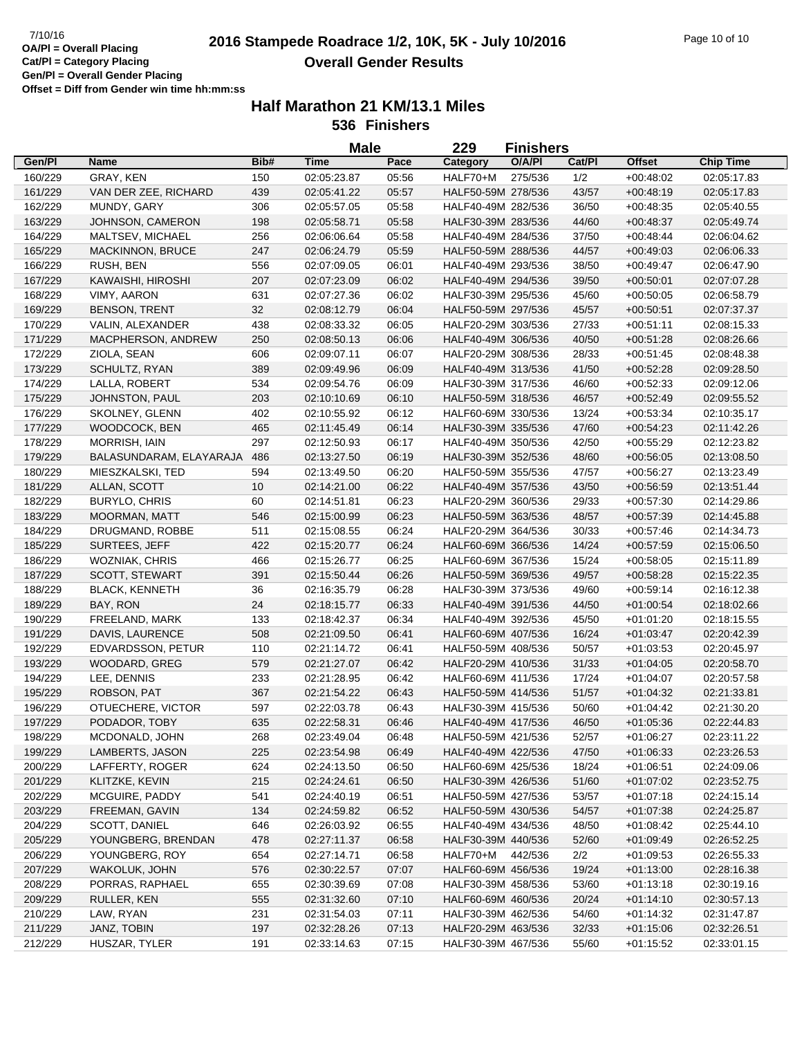7/10/16
**OA/Pl = Overall Placing**
**Cat/Pl = Category Placing**
**Gen/Pl = Overall Gender Placing**
**Offset = Diff from Gender win time hh:mm:ss**

# 2016 Stampede Roadrace 1/2, 10K, 5K - July 10/2016
## Overall Gender Results

### Half Marathon 21 KM/13.1 Miles
**536 Finishers**

**Male 229 Finishers**

| Gen/Pl | Name | Bib# | Time | Pace | Category | O/A/Pl | Cat/Pl | Offset | Chip Time |
|---|---|---|---|---|---|---|---|---|---|
| 160/229 | GRAY, KEN | 150 | 02:05:23.87 | 05:56 | HALF70+M | 275/536 | 1/2 | +00:48:02 | 02:05:17.83 |
| 161/229 | VAN DER ZEE, RICHARD | 439 | 02:05:41.22 | 05:57 | HALF50-59M | 278/536 | 43/57 | +00:48:19 | 02:05:17.83 |
| 162/229 | MUNDY, GARY | 306 | 02:05:57.05 | 05:58 | HALF40-49M | 282/536 | 36/50 | +00:48:35 | 02:05:40.55 |
| 163/229 | JOHNSON, CAMERON | 198 | 02:05:58.71 | 05:58 | HALF30-39M | 283/536 | 44/60 | +00:48:37 | 02:05:49.74 |
| 164/229 | MALTSEV, MICHAEL | 256 | 02:06:06.64 | 05:58 | HALF40-49M | 284/536 | 37/50 | +00:48:44 | 02:06:04.62 |
| 165/229 | MACKINNON, BRUCE | 247 | 02:06:24.79 | 05:59 | HALF50-59M | 288/536 | 44/57 | +00:49:03 | 02:06:06.33 |
| 166/229 | RUSH, BEN | 556 | 02:07:09.05 | 06:01 | HALF40-49M | 293/536 | 38/50 | +00:49:47 | 02:06:47.90 |
| 167/229 | KAWAISHI, HIROSHI | 207 | 02:07:23.09 | 06:02 | HALF40-49M | 294/536 | 39/50 | +00:50:01 | 02:07:07.28 |
| 168/229 | VIMY, AARON | 631 | 02:07:27.36 | 06:02 | HALF30-39M | 295/536 | 45/60 | +00:50:05 | 02:06:58.79 |
| 169/229 | BENSON, TRENT | 32 | 02:08:12.79 | 06:04 | HALF50-59M | 297/536 | 45/57 | +00:50:51 | 02:07:37.37 |
| 170/229 | VALIN, ALEXANDER | 438 | 02:08:33.32 | 06:05 | HALF20-29M | 303/536 | 27/33 | +00:51:11 | 02:08:15.33 |
| 171/229 | MACPHERSON, ANDREW | 250 | 02:08:50.13 | 06:06 | HALF40-49M | 306/536 | 40/50 | +00:51:28 | 02:08:26.66 |
| 172/229 | ZIOLA, SEAN | 606 | 02:09:07.11 | 06:07 | HALF20-29M | 308/536 | 28/33 | +00:51:45 | 02:08:48.38 |
| 173/229 | SCHULTZ, RYAN | 389 | 02:09:49.96 | 06:09 | HALF40-49M | 313/536 | 41/50 | +00:52:28 | 02:09:28.50 |
| 174/229 | LALLA, ROBERT | 534 | 02:09:54.76 | 06:09 | HALF30-39M | 317/536 | 46/60 | +00:52:33 | 02:09:12.06 |
| 175/229 | JOHNSTON, PAUL | 203 | 02:10:10.69 | 06:10 | HALF50-59M | 318/536 | 46/57 | +00:52:49 | 02:09:55.52 |
| 176/229 | SKOLNEY, GLENN | 402 | 02:10:55.92 | 06:12 | HALF60-69M | 330/536 | 13/24 | +00:53:34 | 02:10:35.17 |
| 177/229 | WOODCOCK, BEN | 465 | 02:11:45.49 | 06:14 | HALF30-39M | 335/536 | 47/60 | +00:54:23 | 02:11:42.26 |
| 178/229 | MORRISH, IAIN | 297 | 02:12:50.93 | 06:17 | HALF40-49M | 350/536 | 42/50 | +00:55:29 | 02:12:23.82 |
| 179/229 | BALASUNDARAM, ELAYARAJA | 486 | 02:13:27.50 | 06:19 | HALF30-39M | 352/536 | 48/60 | +00:56:05 | 02:13:08.50 |
| 180/229 | MIESZKALSKI, TED | 594 | 02:13:49.50 | 06:20 | HALF50-59M | 355/536 | 47/57 | +00:56:27 | 02:13:23.49 |
| 181/229 | ALLAN, SCOTT | 10 | 02:14:21.00 | 06:22 | HALF40-49M | 357/536 | 43/50 | +00:56:59 | 02:13:51.44 |
| 182/229 | BURYLO, CHRIS | 60 | 02:14:51.81 | 06:23 | HALF20-29M | 360/536 | 29/33 | +00:57:30 | 02:14:29.86 |
| 183/229 | MOORMAN, MATT | 546 | 02:15:00.99 | 06:23 | HALF50-59M | 363/536 | 48/57 | +00:57:39 | 02:14:45.88 |
| 184/229 | DRUGMAND, ROBBE | 511 | 02:15:08.55 | 06:24 | HALF20-29M | 364/536 | 30/33 | +00:57:46 | 02:14:34.73 |
| 185/229 | SURTEES, JEFF | 422 | 02:15:20.77 | 06:24 | HALF60-69M | 366/536 | 14/24 | +00:57:59 | 02:15:06.50 |
| 186/229 | WOZNIAK, CHRIS | 466 | 02:15:26.77 | 06:25 | HALF60-69M | 367/536 | 15/24 | +00:58:05 | 02:15:11.89 |
| 187/229 | SCOTT, STEWART | 391 | 02:15:50.44 | 06:26 | HALF50-59M | 369/536 | 49/57 | +00:58:28 | 02:15:22.35 |
| 188/229 | BLACK, KENNETH | 36 | 02:16:35.79 | 06:28 | HALF30-39M | 373/536 | 49/60 | +00:59:14 | 02:16:12.38 |
| 189/229 | BAY, RON | 24 | 02:18:15.77 | 06:33 | HALF40-49M | 391/536 | 44/50 | +01:00:54 | 02:18:02.66 |
| 190/229 | FREELAND, MARK | 133 | 02:18:42.37 | 06:34 | HALF40-49M | 392/536 | 45/50 | +01:01:20 | 02:18:15.55 |
| 191/229 | DAVIS, LAURENCE | 508 | 02:21:09.50 | 06:41 | HALF60-69M | 407/536 | 16/24 | +01:03:47 | 02:20:42.39 |
| 192/229 | EDVARDSSON, PETUR | 110 | 02:21:14.72 | 06:41 | HALF50-59M | 408/536 | 50/57 | +01:03:53 | 02:20:45.97 |
| 193/229 | WOODARD, GREG | 579 | 02:21:27.07 | 06:42 | HALF20-29M | 410/536 | 31/33 | +01:04:05 | 02:20:58.70 |
| 194/229 | LEE, DENNIS | 233 | 02:21:28.95 | 06:42 | HALF60-69M | 411/536 | 17/24 | +01:04:07 | 02:20:57.58 |
| 195/229 | ROBSON, PAT | 367 | 02:21:54.22 | 06:43 | HALF50-59M | 414/536 | 51/57 | +01:04:32 | 02:21:33.81 |
| 196/229 | OTUECHERE, VICTOR | 597 | 02:22:03.78 | 06:43 | HALF30-39M | 415/536 | 50/60 | +01:04:42 | 02:21:30.20 |
| 197/229 | PODADOR, TOBY | 635 | 02:22:58.31 | 06:46 | HALF40-49M | 417/536 | 46/50 | +01:05:36 | 02:22:44.83 |
| 198/229 | MCDONALD, JOHN | 268 | 02:23:49.04 | 06:48 | HALF50-59M | 421/536 | 52/57 | +01:06:27 | 02:23:11.22 |
| 199/229 | LAMBERTS, JASON | 225 | 02:23:54.98 | 06:49 | HALF40-49M | 422/536 | 47/50 | +01:06:33 | 02:23:26.53 |
| 200/229 | LAFFERTY, ROGER | 624 | 02:24:13.50 | 06:50 | HALF60-69M | 425/536 | 18/24 | +01:06:51 | 02:24:09.06 |
| 201/229 | KLITZKE, KEVIN | 215 | 02:24:24.61 | 06:50 | HALF30-39M | 426/536 | 51/60 | +01:07:02 | 02:23:52.75 |
| 202/229 | MCGUIRE, PADDY | 541 | 02:24:40.19 | 06:51 | HALF50-59M | 427/536 | 53/57 | +01:07:18 | 02:24:15.14 |
| 203/229 | FREEMAN, GAVIN | 134 | 02:24:59.82 | 06:52 | HALF50-59M | 430/536 | 54/57 | +01:07:38 | 02:24:25.87 |
| 204/229 | SCOTT, DANIEL | 646 | 02:26:03.92 | 06:55 | HALF40-49M | 434/536 | 48/50 | +01:08:42 | 02:25:44.10 |
| 205/229 | YOUNGBERG, BRENDAN | 478 | 02:27:11.37 | 06:58 | HALF30-39M | 440/536 | 52/60 | +01:09:49 | 02:26:52.25 |
| 206/229 | YOUNGBERG, ROY | 654 | 02:27:14.71 | 06:58 | HALF70+M | 442/536 | 2/2 | +01:09:53 | 02:26:55.33 |
| 207/229 | WAKOLUK, JOHN | 576 | 02:30:22.57 | 07:07 | HALF60-69M | 456/536 | 19/24 | +01:13:00 | 02:28:16.38 |
| 208/229 | PORRAS, RAPHAEL | 655 | 02:30:39.69 | 07:08 | HALF30-39M | 458/536 | 53/60 | +01:13:18 | 02:30:19.16 |
| 209/229 | RULLER, KEN | 555 | 02:31:32.60 | 07:10 | HALF60-69M | 460/536 | 20/24 | +01:14:10 | 02:30:57.13 |
| 210/229 | LAW, RYAN | 231 | 02:31:54.03 | 07:11 | HALF30-39M | 462/536 | 54/60 | +01:14:32 | 02:31:47.87 |
| 211/229 | JANZ, TOBIN | 197 | 02:32:28.26 | 07:13 | HALF20-29M | 463/536 | 32/33 | +01:15:06 | 02:32:26.51 |
| 212/229 | HUSZAR, TYLER | 191 | 02:33:14.63 | 07:15 | HALF30-39M | 467/536 | 55/60 | +01:15:52 | 02:33:01.15 |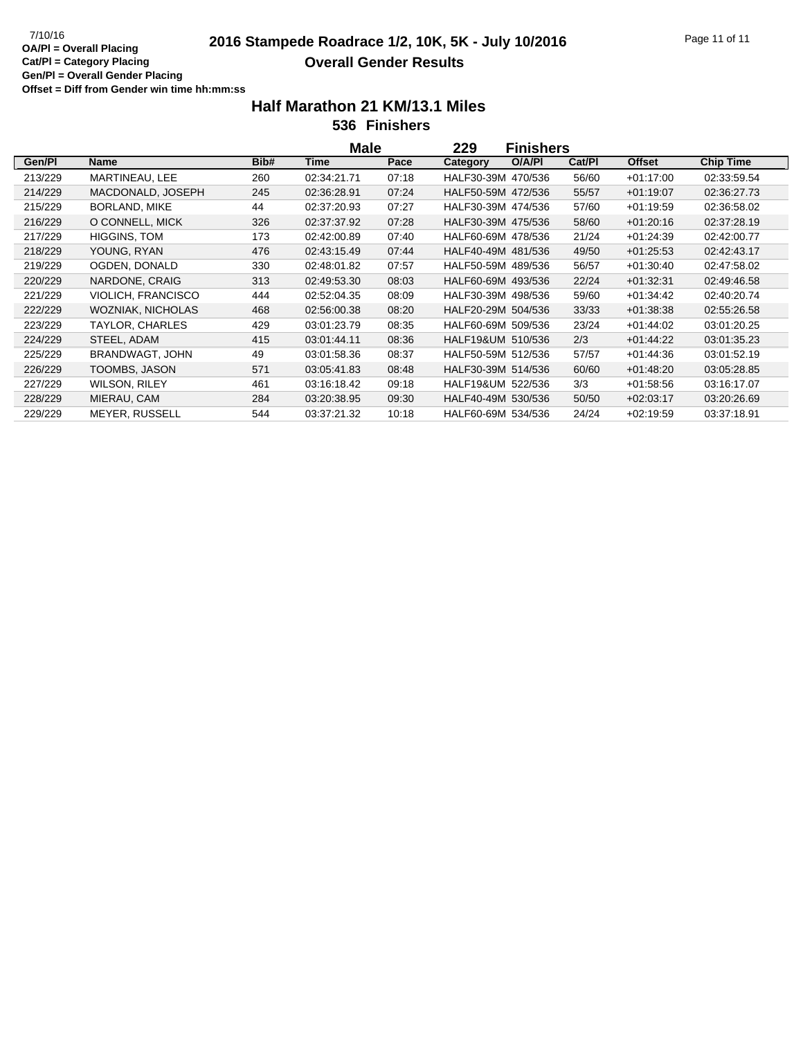7/10/16

**OA/Pl = Overall Placing**
**Cat/Pl = Category Placing**
**Gen/Pl = Overall Gender Placing**
**Offset = Diff from Gender win time hh:mm:ss**

# 2016 Stampede Roadrace 1/2, 10K, 5K - July 10/2016

## Overall Gender Results

### Half Marathon 21 KM/13.1 Miles

**536 Finishers**

**Male 229 Finishers**

| Gen/Pl | Name | Bib# | Time | Pace | Category | O/A/Pl | Cat/Pl | Offset | Chip Time |
|---|---|---|---|---|---|---|---|---|---|
| 213/229 | MARTINEAU, LEE | 260 | 02:34:21.71 | 07:18 | HALF30-39M | 470/536 | 56/60 | +01:17:00 | 02:33:59.54 |
| 214/229 | MACDONALD, JOSEPH | 245 | 02:36:28.91 | 07:24 | HALF50-59M | 472/536 | 55/57 | +01:19:07 | 02:36:27.73 |
| 215/229 | BORLAND, MIKE | 44 | 02:37:20.93 | 07:27 | HALF30-39M | 474/536 | 57/60 | +01:19:59 | 02:36:58.02 |
| 216/229 | O CONNELL, MICK | 326 | 02:37:37.92 | 07:28 | HALF30-39M | 475/536 | 58/60 | +01:20:16 | 02:37:28.19 |
| 217/229 | HIGGINS, TOM | 173 | 02:42:00.89 | 07:40 | HALF60-69M | 478/536 | 21/24 | +01:24:39 | 02:42:00.77 |
| 218/229 | YOUNG, RYAN | 476 | 02:43:15.49 | 07:44 | HALF40-49M | 481/536 | 49/50 | +01:25:53 | 02:42:43.17 |
| 219/229 | OGDEN, DONALD | 330 | 02:48:01.82 | 07:57 | HALF50-59M | 489/536 | 56/57 | +01:30:40 | 02:47:58.02 |
| 220/229 | NARDONE, CRAIG | 313 | 02:49:53.30 | 08:03 | HALF60-69M | 493/536 | 22/24 | +01:32:31 | 02:49:46.58 |
| 221/229 | VIOLICH, FRANCISCO | 444 | 02:52:04.35 | 08:09 | HALF30-39M | 498/536 | 59/60 | +01:34:42 | 02:40:20.74 |
| 222/229 | WOZNIAK, NICHOLAS | 468 | 02:56:00.38 | 08:20 | HALF20-29M | 504/536 | 33/33 | +01:38:38 | 02:55:26.58 |
| 223/229 | TAYLOR, CHARLES | 429 | 03:01:23.79 | 08:35 | HALF60-69M | 509/536 | 23/24 | +01:44:02 | 03:01:20.25 |
| 224/229 | STEEL, ADAM | 415 | 03:01:44.11 | 08:36 | HALF19&UM | 510/536 | 2/3 | +01:44:22 | 03:01:35.23 |
| 225/229 | BRANDWAGT, JOHN | 49 | 03:01:58.36 | 08:37 | HALF50-59M | 512/536 | 57/57 | +01:44:36 | 03:01:52.19 |
| 226/229 | TOOMBS, JASON | 571 | 03:05:41.83 | 08:48 | HALF30-39M | 514/536 | 60/60 | +01:48:20 | 03:05:28.85 |
| 227/229 | WILSON, RILEY | 461 | 03:16:18.42 | 09:18 | HALF19&UM | 522/536 | 3/3 | +01:58:56 | 03:16:17.07 |
| 228/229 | MIERAU, CAM | 284 | 03:20:38.95 | 09:30 | HALF40-49M | 530/536 | 50/50 | +02:03:17 | 03:20:26.69 |
| 229/229 | MEYER, RUSSELL | 544 | 03:37:21.32 | 10:18 | HALF60-69M | 534/536 | 24/24 | +02:19:59 | 03:37:18.91 |